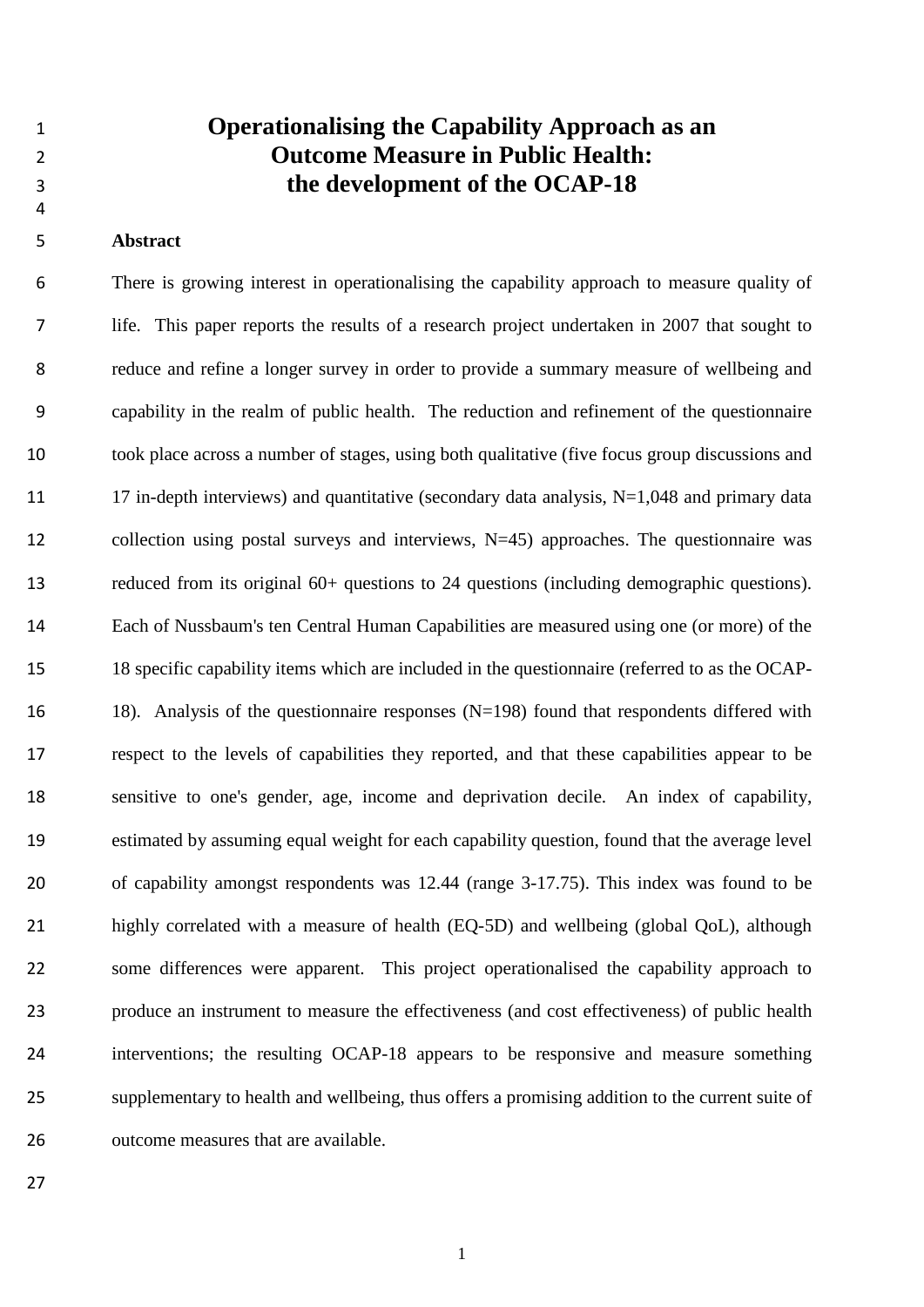# Operationalising the Capability Approach as an Outcome Measure in Public Health: the development of the OCAP-18

## Abstract

There is growing interest in operationalising the capability approach to measure quality of life. This paper reports the results of a research project undertaken in 2007 that sought to reduce and refine a longer survey in order to provide a summary measure of wellbeing and capability in the realm of public health. The reduction and refinement of the questionnaire took place across a number of stages, using both qualitative (five focus group discussions and 17 in-depth interviews) and quantitative (secondary data analysis, N=1,048 and primary data collection using postal surveys and interviews, N=45) approaches. The questionnaire was reduced from its original 60+ questions to 24 questions (including demographic questions). Each of Nussbaum's ten Central Human Capabilities are measured using one (or more) of the 18 specific capability items which are included in the questionnaire (referred to as the OCAP-18). Analysis of the questionnaire responses (N=198) found that respondents differed with respect to the levels of capabilities they reported, and that these capabilities appear to be sensitive to one's gender, age, income and deprivation decile. An index of capability, estimated by assuming equal weight for each capability question, found that the average level of capability amongst respondents was 12.44 (range 3-17.75). This index was found to be highly correlated with a measure of health (EQ-5D) and wellbeing (global QoL), although some differences were apparent. This project operationalised the capability approach to produce an instrument to measure the effectiveness (and cost effectiveness) of public health interventions; the resulting OCAP-18 appears to be responsive and measure something supplementary to health and wellbeing, thus offers a promising addition to the current suite of outcome measures that are available.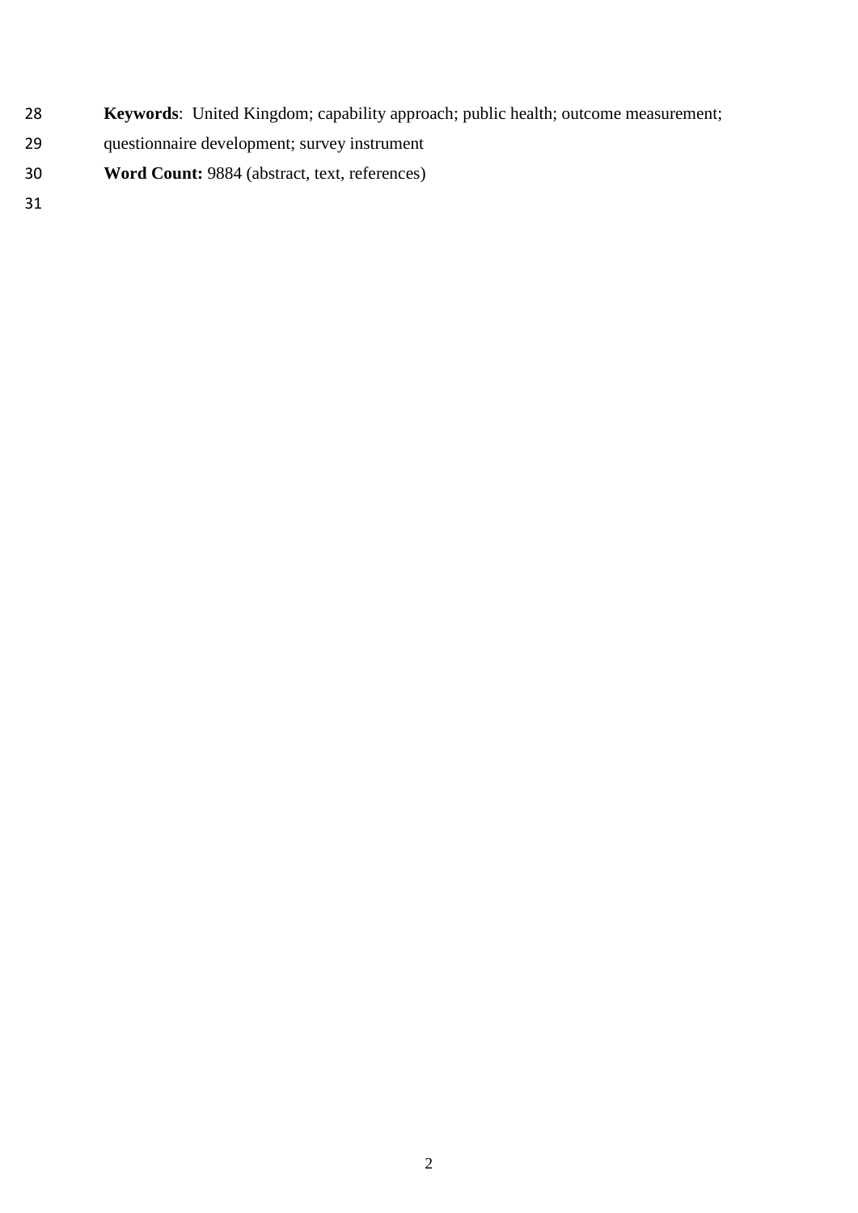**Keywords**: United Kingdom; capability approach; public health; outcome measurement; questionnaire development; survey instrument

**Word Count:** 9884 (abstract, text, references)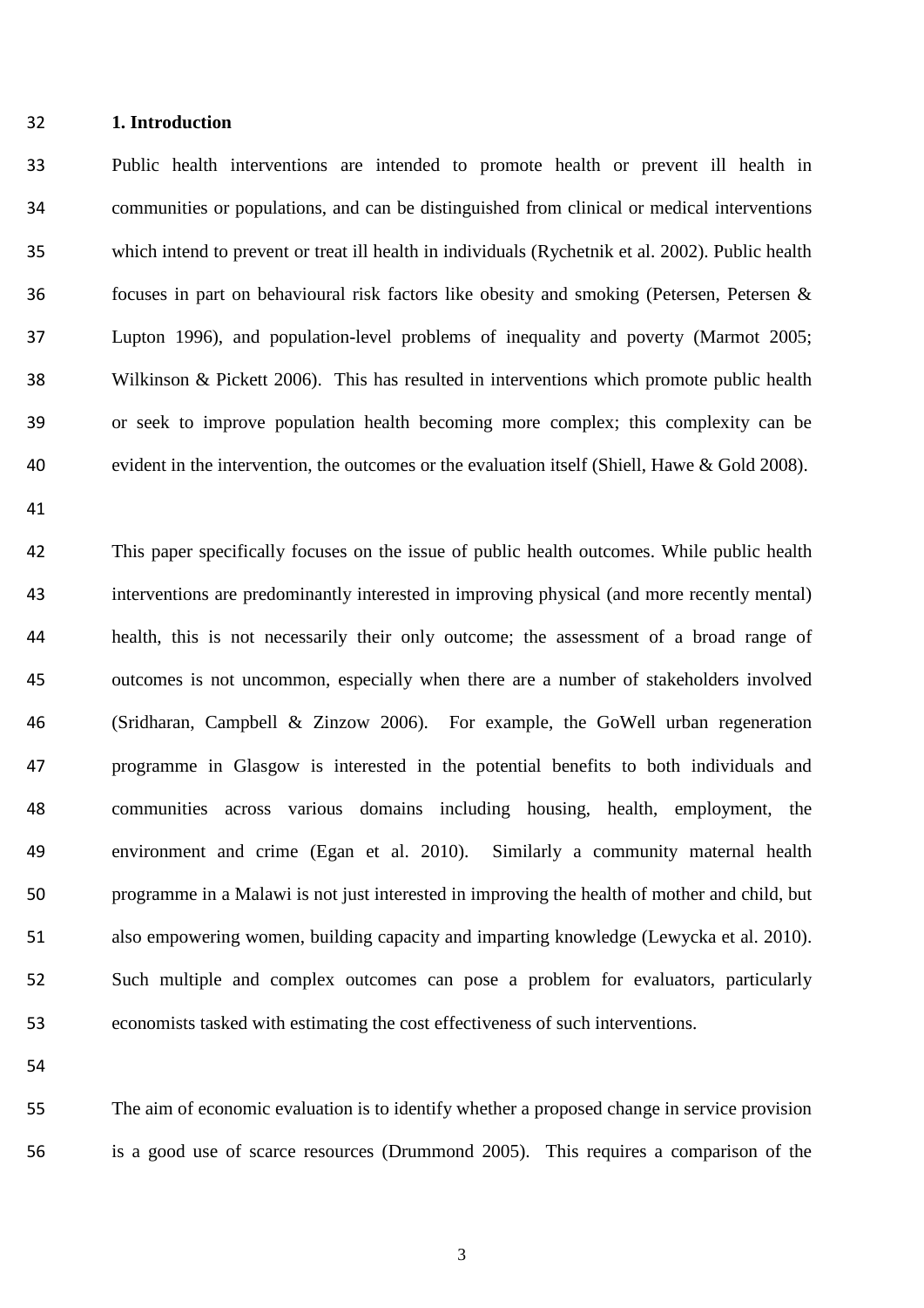## 1. Introduction

Public health interventions are intended to promote health or prevent ill health in communities or populations, and can be distinguished from clinical or medical interventions which intend to prevent or treat ill health in individuals (Rychetnik et al. 2002). Public health focuses in part on behavioural risk factors like obesity and smoking (Petersen, Petersen & Lupton 1996), and population-level problems of inequality and poverty (Marmot 2005; Wilkinson & Pickett 2006). This has resulted in interventions which promote public health or seek to improve population health becoming more complex; this complexity can be evident in the intervention, the outcomes or the evaluation itself (Shiell, Hawe & Gold 2008).

This paper specifically focuses on the issue of public health outcomes. While public health interventions are predominantly interested in improving physical (and more recently mental) health, this is not necessarily their only outcome; the assessment of a broad range of outcomes is not uncommon, especially when there are a number of stakeholders involved (Sridharan, Campbell & Zinzow 2006). For example, the GoWell urban regeneration programme in Glasgow is interested in the potential benefits to both individuals and communities across various domains including housing, health, employment, the environment and crime (Egan et al. 2010). Similarly a community maternal health programme in a Malawi is not just interested in improving the health of mother and child, but also empowering women, building capacity and imparting knowledge (Lewycka et al. 2010). Such multiple and complex outcomes can pose a problem for evaluators, particularly economists tasked with estimating the cost effectiveness of such interventions.

The aim of economic evaluation is to identify whether a proposed change in service provision is a good use of scarce resources (Drummond 2005). This requires a comparison of the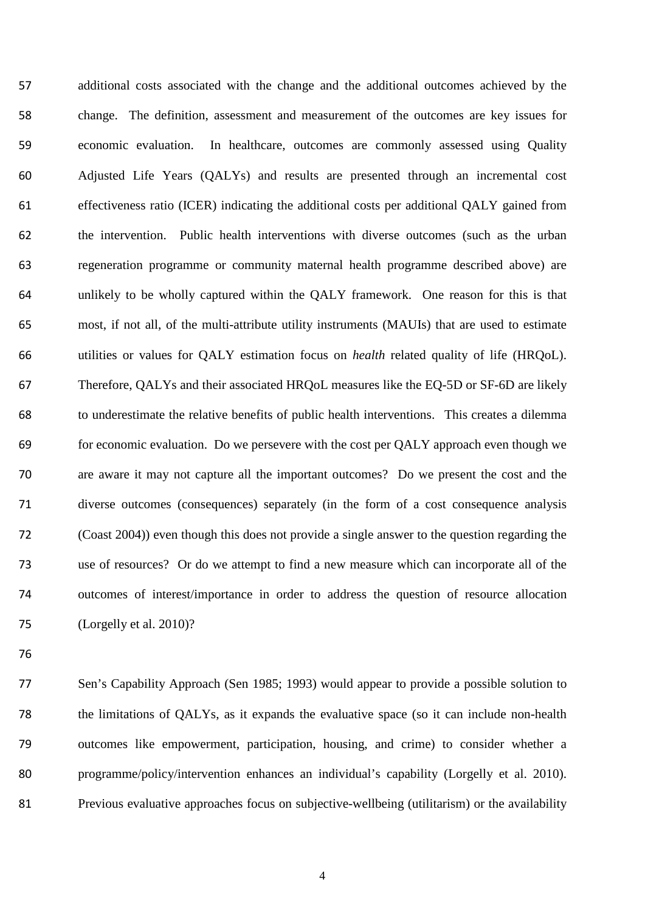additional costs associated with the change and the additional outcomes achieved by the change. The definition, assessment and measurement of the outcomes are key issues for economic evaluation. In healthcare, outcomes are commonly assessed using Quality Adjusted Life Years (QALYs) and results are presented through an incremental cost effectiveness ratio (ICER) indicating the additional costs per additional QALY gained from the intervention. Public health interventions with diverse outcomes (such as the urban regeneration programme or community maternal health programme described above) are unlikely to be wholly captured within the QALY framework. One reason for this is that most, if not all, of the multi-attribute utility instruments (MAUIs) that are used to estimate utilities or values for QALY estimation focus on *health* related quality of life (HRQoL). Therefore, QALYs and their associated HRQoL measures like the EQ-5D or SF-6D are likely to underestimate the relative benefits of public health interventions. This creates a dilemma for economic evaluation. Do we persevere with the cost per QALY approach even though we are aware it may not capture all the important outcomes? Do we present the cost and the diverse outcomes (consequences) separately (in the form of a cost consequence analysis (Coast 2004)) even though this does not provide a single answer to the question regarding the use of resources? Or do we attempt to find a new measure which can incorporate all of the outcomes of interest/importance in order to address the question of resource allocation (Lorgelly et al. 2010)?

Sen's Capability Approach (Sen 1985; 1993) would appear to provide a possible solution to the limitations of QALYs, as it expands the evaluative space (so it can include non-health outcomes like empowerment, participation, housing, and crime) to consider whether a programme/policy/intervention enhances an individual's capability (Lorgelly et al. 2010). Previous evaluative approaches focus on subjective-wellbeing (utilitarism) or the availability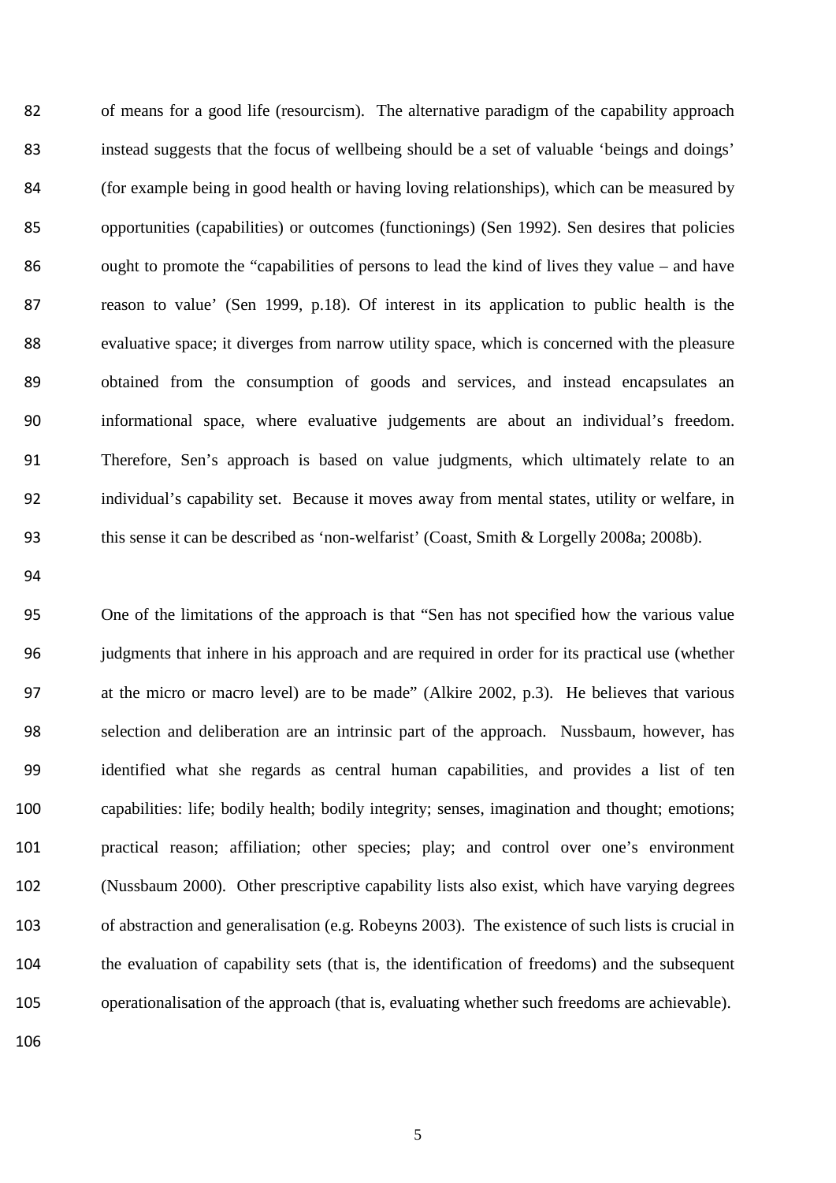of means for a good life (resourcism). The alternative paradigm of the capability approach instead suggests that the focus of wellbeing should be a set of valuable 'beings and doings' (for example being in good health or having loving relationships), which can be measured by opportunities (capabilities) or outcomes (functionings) (Sen 1992). Sen desires that policies ought to promote the "capabilities of persons to lead the kind of lives they value – and have reason to value' (Sen 1999, p.18). Of interest in its application to public health is the evaluative space; it diverges from narrow utility space, which is concerned with the pleasure obtained from the consumption of goods and services, and instead encapsulates an informational space, where evaluative judgements are about an individual's freedom. Therefore, Sen's approach is based on value judgments, which ultimately relate to an individual's capability set. Because it moves away from mental states, utility or welfare, in this sense it can be described as 'non-welfarist' (Coast, Smith & Lorgelly 2008a; 2008b).

One of the limitations of the approach is that "Sen has not specified how the various value judgments that inhere in his approach and are required in order for its practical use (whether at the micro or macro level) are to be made" (Alkire 2002, p.3). He believes that various selection and deliberation are an intrinsic part of the approach. Nussbaum, however, has identified what she regards as central human capabilities, and provides a list of ten capabilities: life; bodily health; bodily integrity; senses, imagination and thought; emotions; practical reason; affiliation; other species; play; and control over one's environment (Nussbaum 2000). Other prescriptive capability lists also exist, which have varying degrees of abstraction and generalisation (e.g. Robeyns 2003). The existence of such lists is crucial in the evaluation of capability sets (that is, the identification of freedoms) and the subsequent operationalisation of the approach (that is, evaluating whether such freedoms are achievable).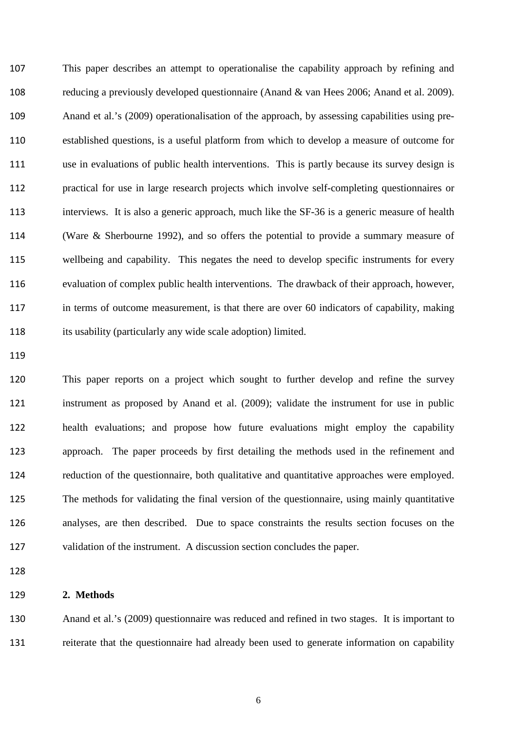This paper describes an attempt to operationalise the capability approach by refining and reducing a previously developed questionnaire (Anand & van Hees 2006; Anand et al. 2009). Anand et al.'s (2009) operationalisation of the approach, by assessing capabilities using pre-established questions, is a useful platform from which to develop a measure of outcome for use in evaluations of public health interventions. This is partly because its survey design is practical for use in large research projects which involve self-completing questionnaires or interviews. It is also a generic approach, much like the SF-36 is a generic measure of health (Ware & Sherbourne 1992), and so offers the potential to provide a summary measure of wellbeing and capability. This negates the need to develop specific instruments for every evaluation of complex public health interventions. The drawback of their approach, however, in terms of outcome measurement, is that there are over 60 indicators of capability, making its usability (particularly any wide scale adoption) limited.

This paper reports on a project which sought to further develop and refine the survey instrument as proposed by Anand et al. (2009); validate the instrument for use in public health evaluations; and propose how future evaluations might employ the capability approach. The paper proceeds by first detailing the methods used in the refinement and reduction of the questionnaire, both qualitative and quantitative approaches were employed. The methods for validating the final version of the questionnaire, using mainly quantitative analyses, are then described. Due to space constraints the results section focuses on the validation of the instrument. A discussion section concludes the paper.

## 2. Methods

Anand et al.'s (2009) questionnaire was reduced and refined in two stages. It is important to reiterate that the questionnaire had already been used to generate information on capability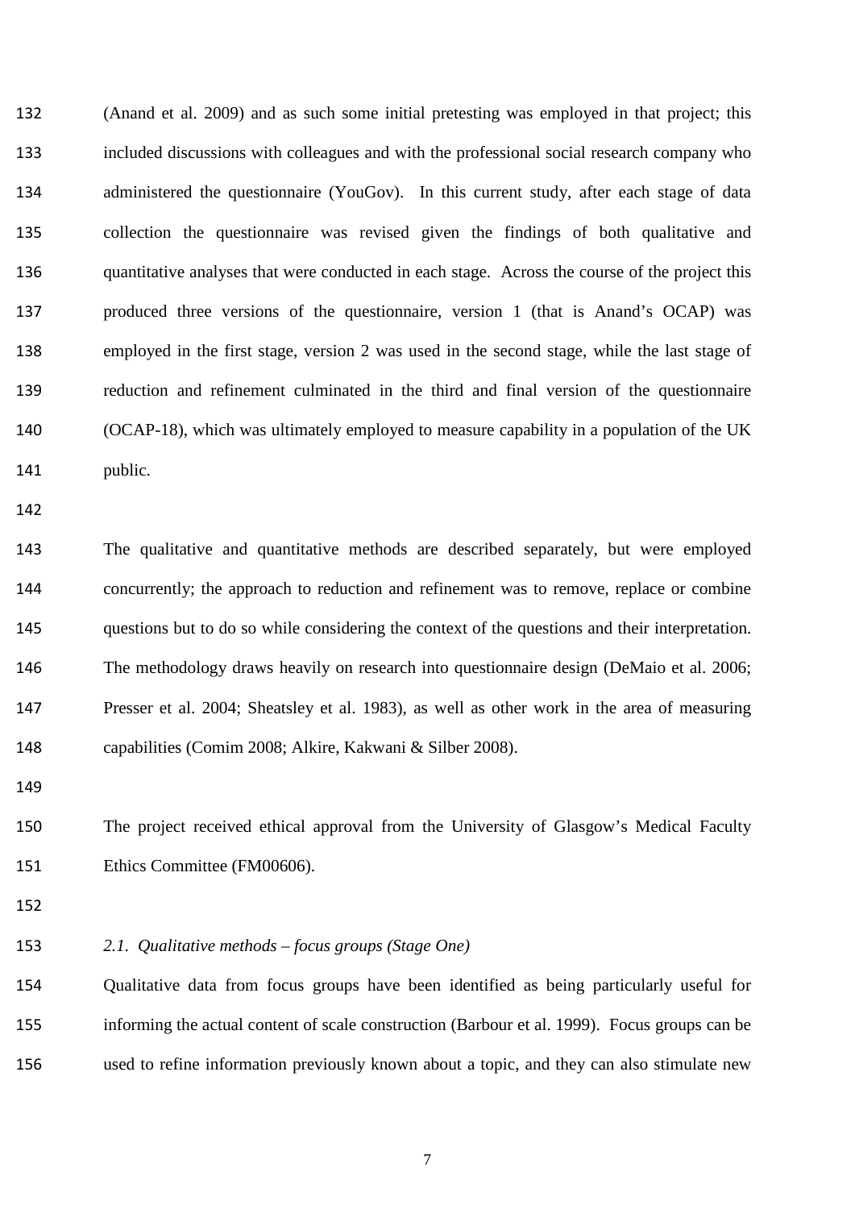(Anand et al. 2009) and as such some initial pretesting was employed in that project; this included discussions with colleagues and with the professional social research company who administered the questionnaire (YouGov). In this current study, after each stage of data collection the questionnaire was revised given the findings of both qualitative and quantitative analyses that were conducted in each stage. Across the course of the project this produced three versions of the questionnaire, version 1 (that is Anand's OCAP) was employed in the first stage, version 2 was used in the second stage, while the last stage of reduction and refinement culminated in the third and final version of the questionnaire (OCAP-18), which was ultimately employed to measure capability in a population of the UK public.

The qualitative and quantitative methods are described separately, but were employed concurrently; the approach to reduction and refinement was to remove, replace or combine questions but to do so while considering the context of the questions and their interpretation. The methodology draws heavily on research into questionnaire design (DeMaio et al. 2006; Presser et al. 2004; Sheatsley et al. 1983), as well as other work in the area of measuring capabilities (Comim 2008; Alkire, Kakwani & Silber 2008).

The project received ethical approval from the University of Glasgow's Medical Faculty Ethics Committee (FM00606).

### *2.1. Qualitative methods – focus groups (Stage One)*

Qualitative data from focus groups have been identified as being particularly useful for informing the actual content of scale construction (Barbour et al. 1999). Focus groups can be used to refine information previously known about a topic, and they can also stimulate new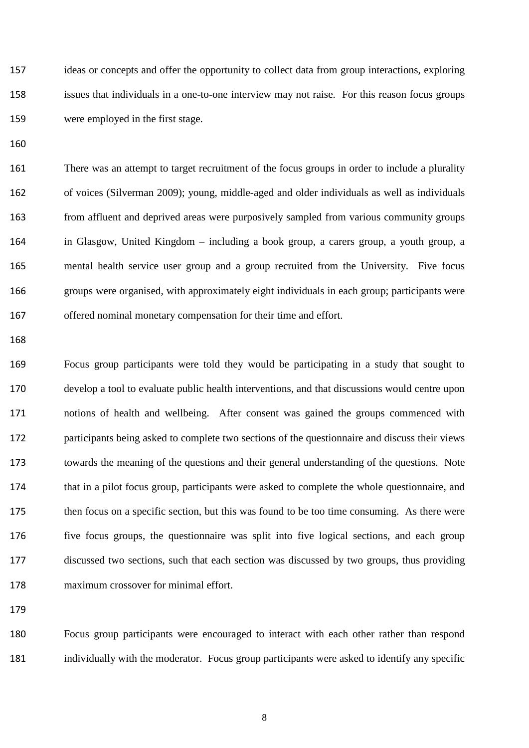ideas or concepts and offer the opportunity to collect data from group interactions, exploring issues that individuals in a one-to-one interview may not raise. For this reason focus groups were employed in the first stage.

There was an attempt to target recruitment of the focus groups in order to include a plurality of voices (Silverman 2009); young, middle-aged and older individuals as well as individuals from affluent and deprived areas were purposively sampled from various community groups in Glasgow, United Kingdom – including a book group, a carers group, a youth group, a mental health service user group and a group recruited from the University. Five focus groups were organised, with approximately eight individuals in each group; participants were offered nominal monetary compensation for their time and effort.

Focus group participants were told they would be participating in a study that sought to develop a tool to evaluate public health interventions, and that discussions would centre upon notions of health and wellbeing. After consent was gained the groups commenced with participants being asked to complete two sections of the questionnaire and discuss their views towards the meaning of the questions and their general understanding of the questions. Note that in a pilot focus group, participants were asked to complete the whole questionnaire, and then focus on a specific section, but this was found to be too time consuming. As there were five focus groups, the questionnaire was split into five logical sections, and each group discussed two sections, such that each section was discussed by two groups, thus providing maximum crossover for minimal effort.

Focus group participants were encouraged to interact with each other rather than respond individually with the moderator. Focus group participants were asked to identify any specific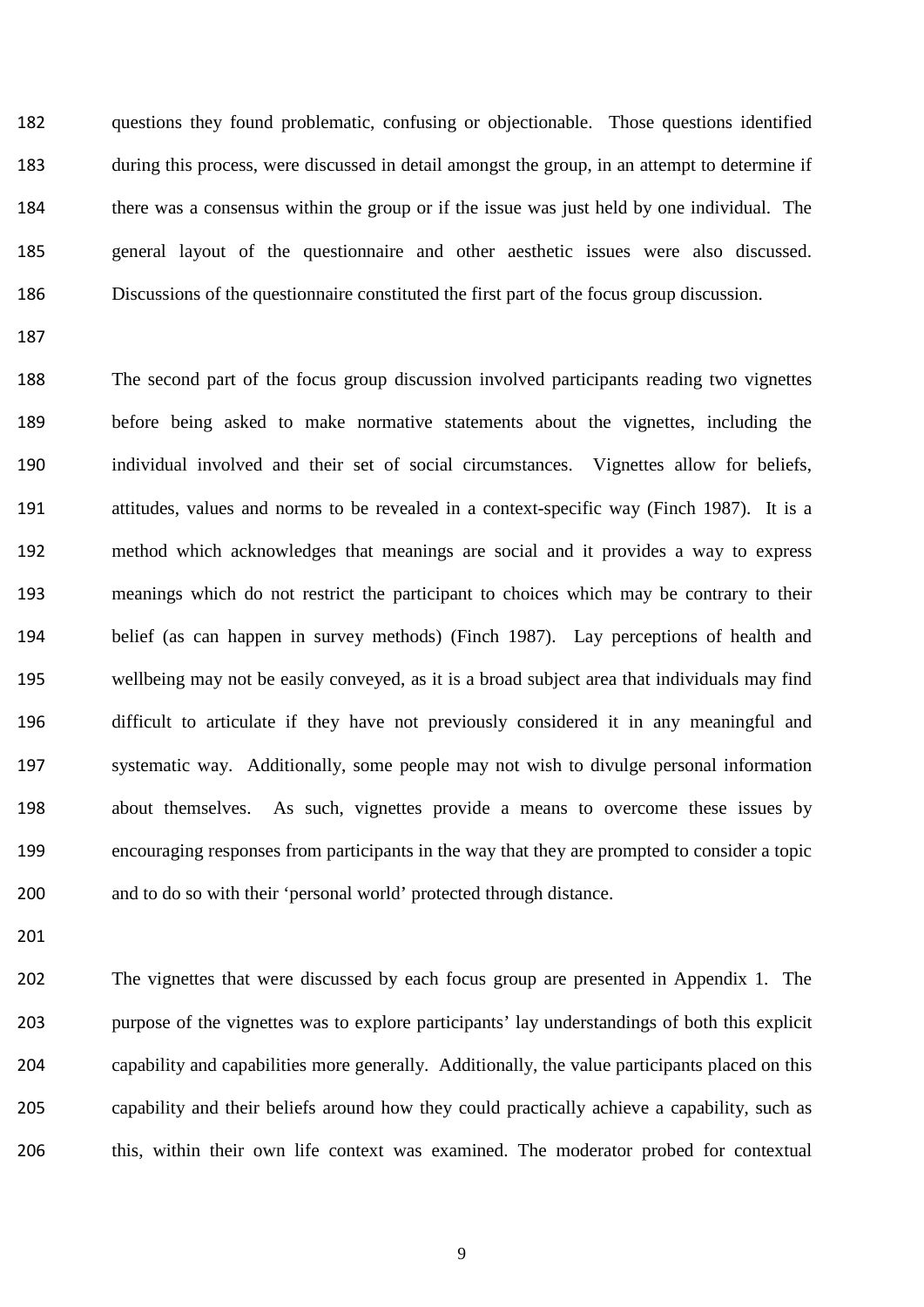questions they found problematic, confusing or objectionable. Those questions identified during this process, were discussed in detail amongst the group, in an attempt to determine if there was a consensus within the group or if the issue was just held by one individual. The general layout of the questionnaire and other aesthetic issues were also discussed. Discussions of the questionnaire constituted the first part of the focus group discussion.

The second part of the focus group discussion involved participants reading two vignettes before being asked to make normative statements about the vignettes, including the individual involved and their set of social circumstances. Vignettes allow for beliefs, attitudes, values and norms to be revealed in a context-specific way (Finch 1987). It is a method which acknowledges that meanings are social and it provides a way to express meanings which do not restrict the participant to choices which may be contrary to their belief (as can happen in survey methods) (Finch 1987). Lay perceptions of health and wellbeing may not be easily conveyed, as it is a broad subject area that individuals may find difficult to articulate if they have not previously considered it in any meaningful and systematic way. Additionally, some people may not wish to divulge personal information about themselves. As such, vignettes provide a means to overcome these issues by encouraging responses from participants in the way that they are prompted to consider a topic and to do so with their 'personal world' protected through distance.

The vignettes that were discussed by each focus group are presented in Appendix 1. The purpose of the vignettes was to explore participants' lay understandings of both this explicit capability and capabilities more generally. Additionally, the value participants placed on this capability and their beliefs around how they could practically achieve a capability, such as this, within their own life context was examined. The moderator probed for contextual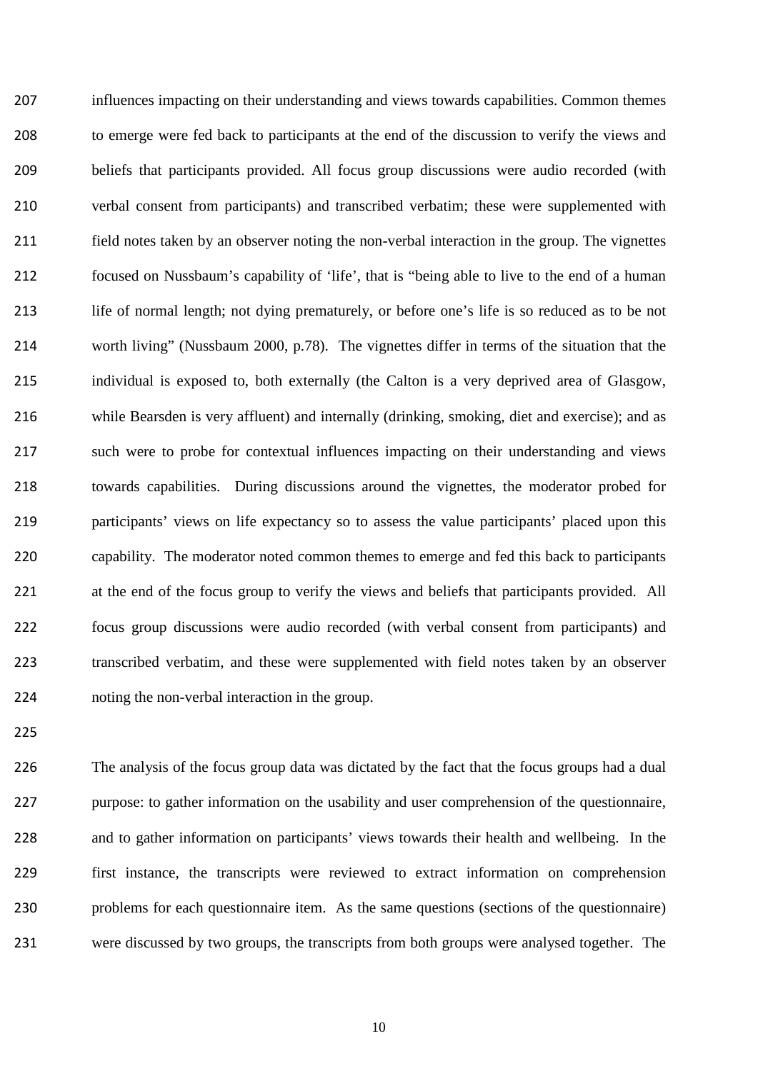influences impacting on their understanding and views towards capabilities. Common themes to emerge were fed back to participants at the end of the discussion to verify the views and beliefs that participants provided. All focus group discussions were audio recorded (with verbal consent from participants) and transcribed verbatim; these were supplemented with field notes taken by an observer noting the non-verbal interaction in the group. The vignettes focused on Nussbaum's capability of 'life', that is "being able to live to the end of a human life of normal length; not dying prematurely, or before one's life is so reduced as to be not worth living" (Nussbaum 2000, p.78). The vignettes differ in terms of the situation that the individual is exposed to, both externally (the Calton is a very deprived area of Glasgow, while Bearsden is very affluent) and internally (drinking, smoking, diet and exercise); and as such were to probe for contextual influences impacting on their understanding and views towards capabilities. During discussions around the vignettes, the moderator probed for participants' views on life expectancy so to assess the value participants' placed upon this capability. The moderator noted common themes to emerge and fed this back to participants at the end of the focus group to verify the views and beliefs that participants provided. All focus group discussions were audio recorded (with verbal consent from participants) and transcribed verbatim, and these were supplemented with field notes taken by an observer noting the non-verbal interaction in the group.

The analysis of the focus group data was dictated by the fact that the focus groups had a dual purpose: to gather information on the usability and user comprehension of the questionnaire, and to gather information on participants' views towards their health and wellbeing. In the first instance, the transcripts were reviewed to extract information on comprehension problems for each questionnaire item. As the same questions (sections of the questionnaire) were discussed by two groups, the transcripts from both groups were analysed together. The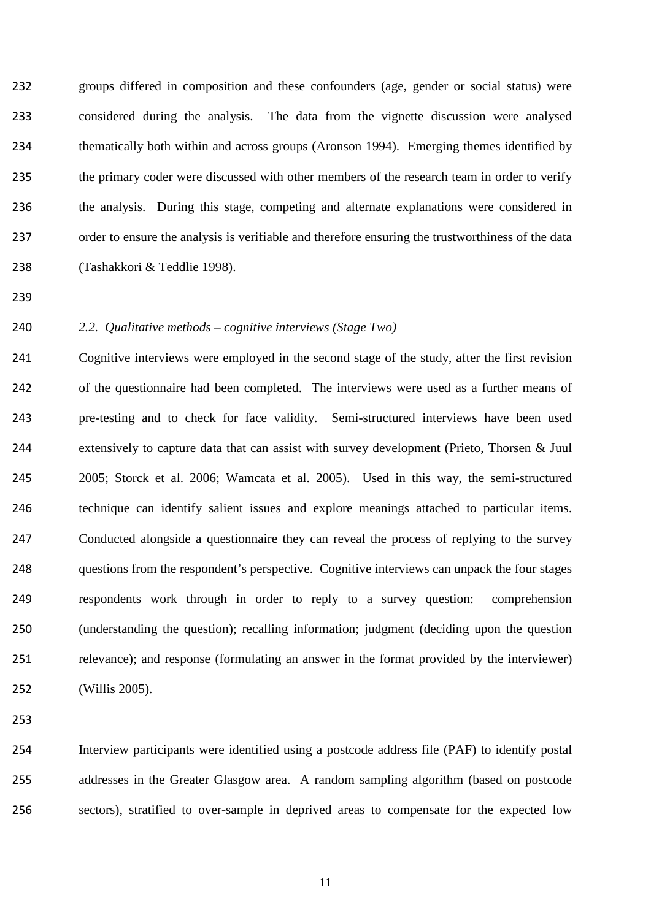groups differed in composition and these confounders (age, gender or social status) were considered during the analysis. The data from the vignette discussion were analysed thematically both within and across groups (Aronson 1994). Emerging themes identified by the primary coder were discussed with other members of the research team in order to verify the analysis. During this stage, competing and alternate explanations were considered in order to ensure the analysis is verifiable and therefore ensuring the trustworthiness of the data (Tashakkori & Teddlie 1998).

### *2.2. Qualitative methods – cognitive interviews (Stage Two)*

Cognitive interviews were employed in the second stage of the study, after the first revision of the questionnaire had been completed. The interviews were used as a further means of pre-testing and to check for face validity. Semi-structured interviews have been used extensively to capture data that can assist with survey development (Prieto, Thorsen & Juul 2005; Storck et al. 2006; Wamcata et al. 2005). Used in this way, the semi-structured technique can identify salient issues and explore meanings attached to particular items. Conducted alongside a questionnaire they can reveal the process of replying to the survey questions from the respondent's perspective. Cognitive interviews can unpack the four stages respondents work through in order to reply to a survey question: comprehension (understanding the question); recalling information; judgment (deciding upon the question relevance); and response (formulating an answer in the format provided by the interviewer) (Willis 2005).

Interview participants were identified using a postcode address file (PAF) to identify postal addresses in the Greater Glasgow area. A random sampling algorithm (based on postcode sectors), stratified to over-sample in deprived areas to compensate for the expected low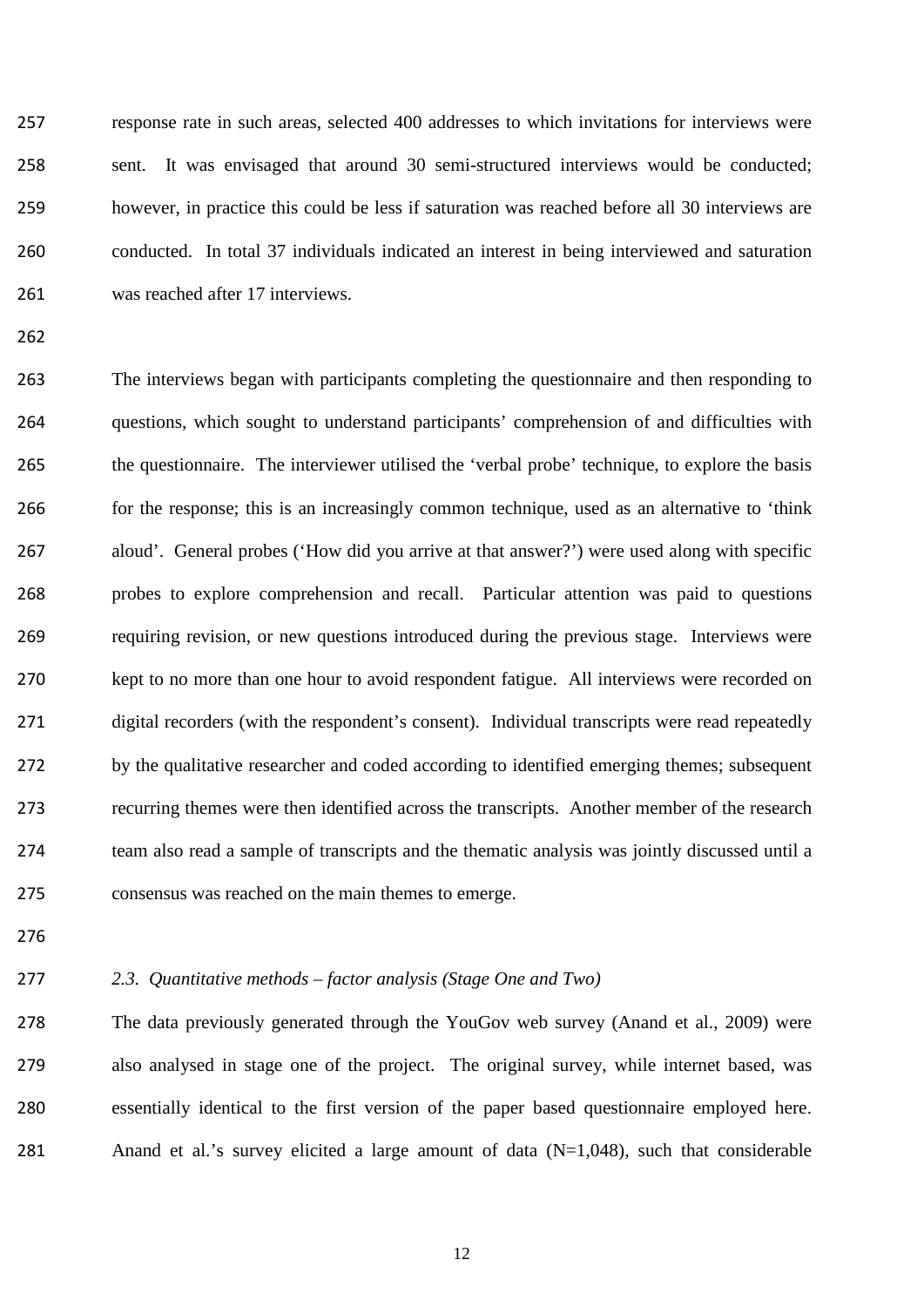response rate in such areas, selected 400 addresses to which invitations for interviews were sent. It was envisaged that around 30 semi-structured interviews would be conducted; however, in practice this could be less if saturation was reached before all 30 interviews are conducted. In total 37 individuals indicated an interest in being interviewed and saturation was reached after 17 interviews.

The interviews began with participants completing the questionnaire and then responding to questions, which sought to understand participants' comprehension of and difficulties with the questionnaire. The interviewer utilised the 'verbal probe' technique, to explore the basis for the response; this is an increasingly common technique, used as an alternative to 'think aloud'. General probes ('How did you arrive at that answer?') were used along with specific probes to explore comprehension and recall. Particular attention was paid to questions requiring revision, or new questions introduced during the previous stage. Interviews were kept to no more than one hour to avoid respondent fatigue. All interviews were recorded on digital recorders (with the respondent's consent). Individual transcripts were read repeatedly by the qualitative researcher and coded according to identified emerging themes; subsequent recurring themes were then identified across the transcripts. Another member of the research team also read a sample of transcripts and the thematic analysis was jointly discussed until a consensus was reached on the main themes to emerge.

### *2.3. Quantitative methods – factor analysis (Stage One and Two)*

The data previously generated through the YouGov web survey (Anand et al., 2009) were also analysed in stage one of the project. The original survey, while internet based, was essentially identical to the first version of the paper based questionnaire employed here. Anand et al.'s survey elicited a large amount of data (N=1,048), such that considerable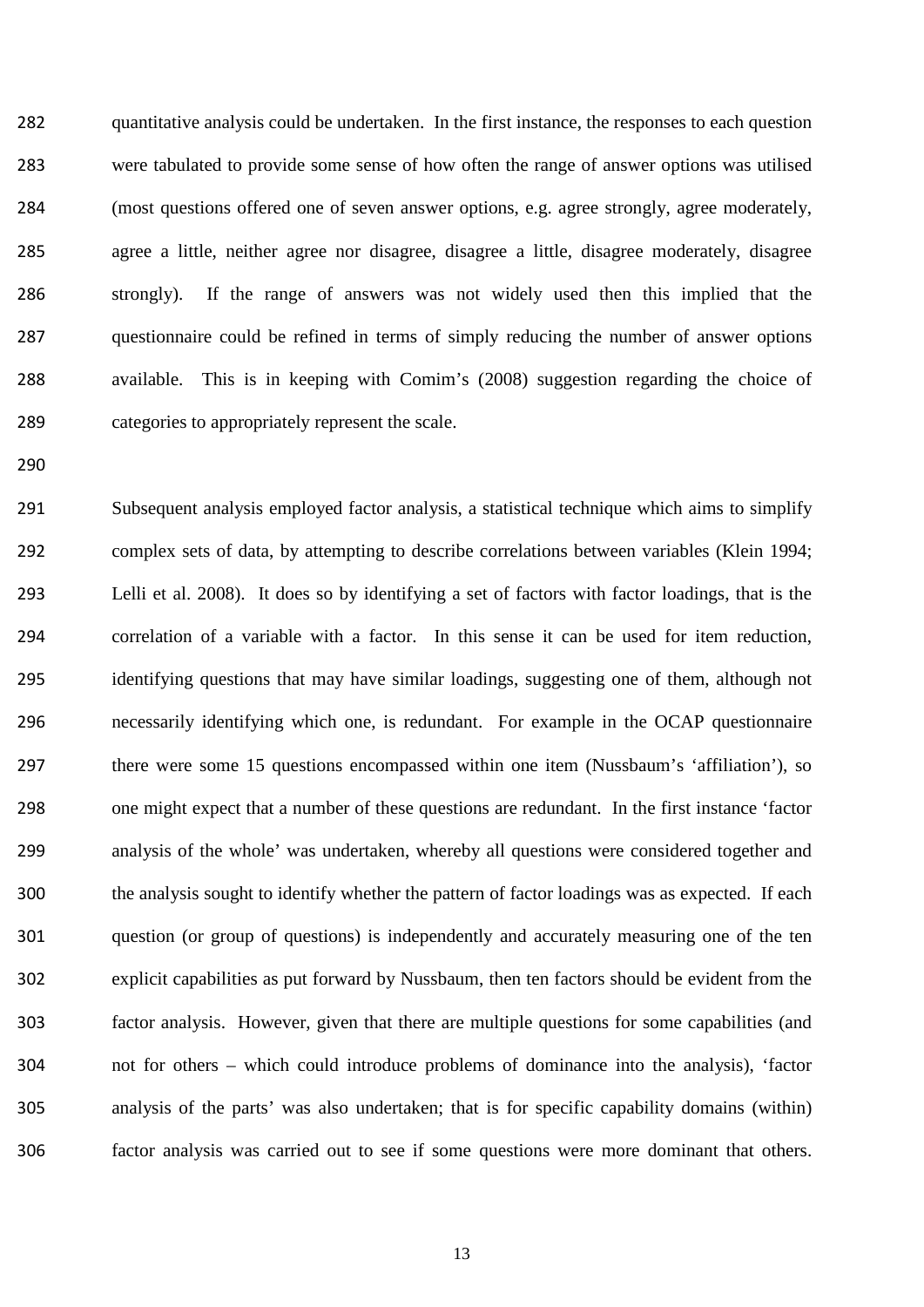quantitative analysis could be undertaken. In the first instance, the responses to each question were tabulated to provide some sense of how often the range of answer options was utilised (most questions offered one of seven answer options, e.g. agree strongly, agree moderately, agree a little, neither agree nor disagree, disagree a little, disagree moderately, disagree strongly). If the range of answers was not widely used then this implied that the questionnaire could be refined in terms of simply reducing the number of answer options available. This is in keeping with Comim's (2008) suggestion regarding the choice of categories to appropriately represent the scale.

Subsequent analysis employed factor analysis, a statistical technique which aims to simplify complex sets of data, by attempting to describe correlations between variables (Klein 1994; Lelli et al. 2008). It does so by identifying a set of factors with factor loadings, that is the correlation of a variable with a factor. In this sense it can be used for item reduction, identifying questions that may have similar loadings, suggesting one of them, although not necessarily identifying which one, is redundant. For example in the OCAP questionnaire there were some 15 questions encompassed within one item (Nussbaum's 'affiliation'), so one might expect that a number of these questions are redundant. In the first instance 'factor analysis of the whole' was undertaken, whereby all questions were considered together and the analysis sought to identify whether the pattern of factor loadings was as expected. If each question (or group of questions) is independently and accurately measuring one of the ten explicit capabilities as put forward by Nussbaum, then ten factors should be evident from the factor analysis. However, given that there are multiple questions for some capabilities (and not for others – which could introduce problems of dominance into the analysis), 'factor analysis of the parts' was also undertaken; that is for specific capability domains (within) factor analysis was carried out to see if some questions were more dominant that others.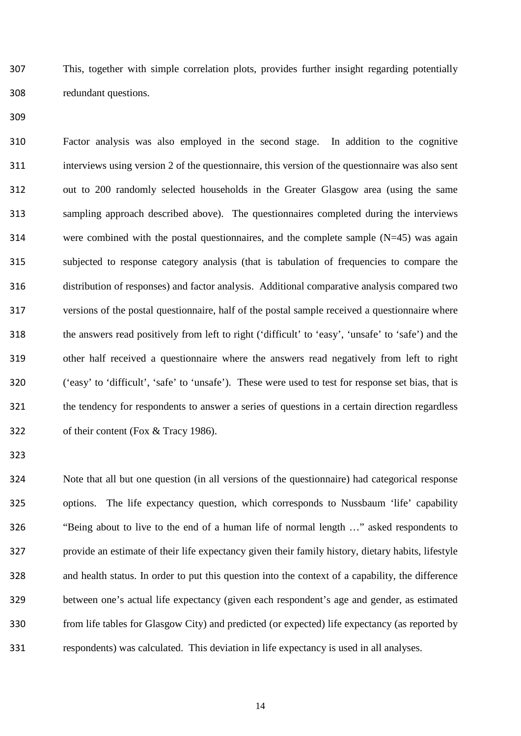This, together with simple correlation plots, provides further insight regarding potentially redundant questions.

Factor analysis was also employed in the second stage. In addition to the cognitive interviews using version 2 of the questionnaire, this version of the questionnaire was also sent out to 200 randomly selected households in the Greater Glasgow area (using the same sampling approach described above). The questionnaires completed during the interviews were combined with the postal questionnaires, and the complete sample (N=45) was again subjected to response category analysis (that is tabulation of frequencies to compare the distribution of responses) and factor analysis. Additional comparative analysis compared two versions of the postal questionnaire, half of the postal sample received a questionnaire where the answers read positively from left to right ('difficult' to 'easy', 'unsafe' to 'safe') and the other half received a questionnaire where the answers read negatively from left to right ('easy' to 'difficult', 'safe' to 'unsafe'). These were used to test for response set bias, that is the tendency for respondents to answer a series of questions in a certain direction regardless of their content (Fox & Tracy 1986).

Note that all but one question (in all versions of the questionnaire) had categorical response options. The life expectancy question, which corresponds to Nussbaum 'life' capability "Being about to live to the end of a human life of normal length …" asked respondents to provide an estimate of their life expectancy given their family history, dietary habits, lifestyle and health status. In order to put this question into the context of a capability, the difference between one's actual life expectancy (given each respondent's age and gender, as estimated from life tables for Glasgow City) and predicted (or expected) life expectancy (as reported by respondents) was calculated. This deviation in life expectancy is used in all analyses.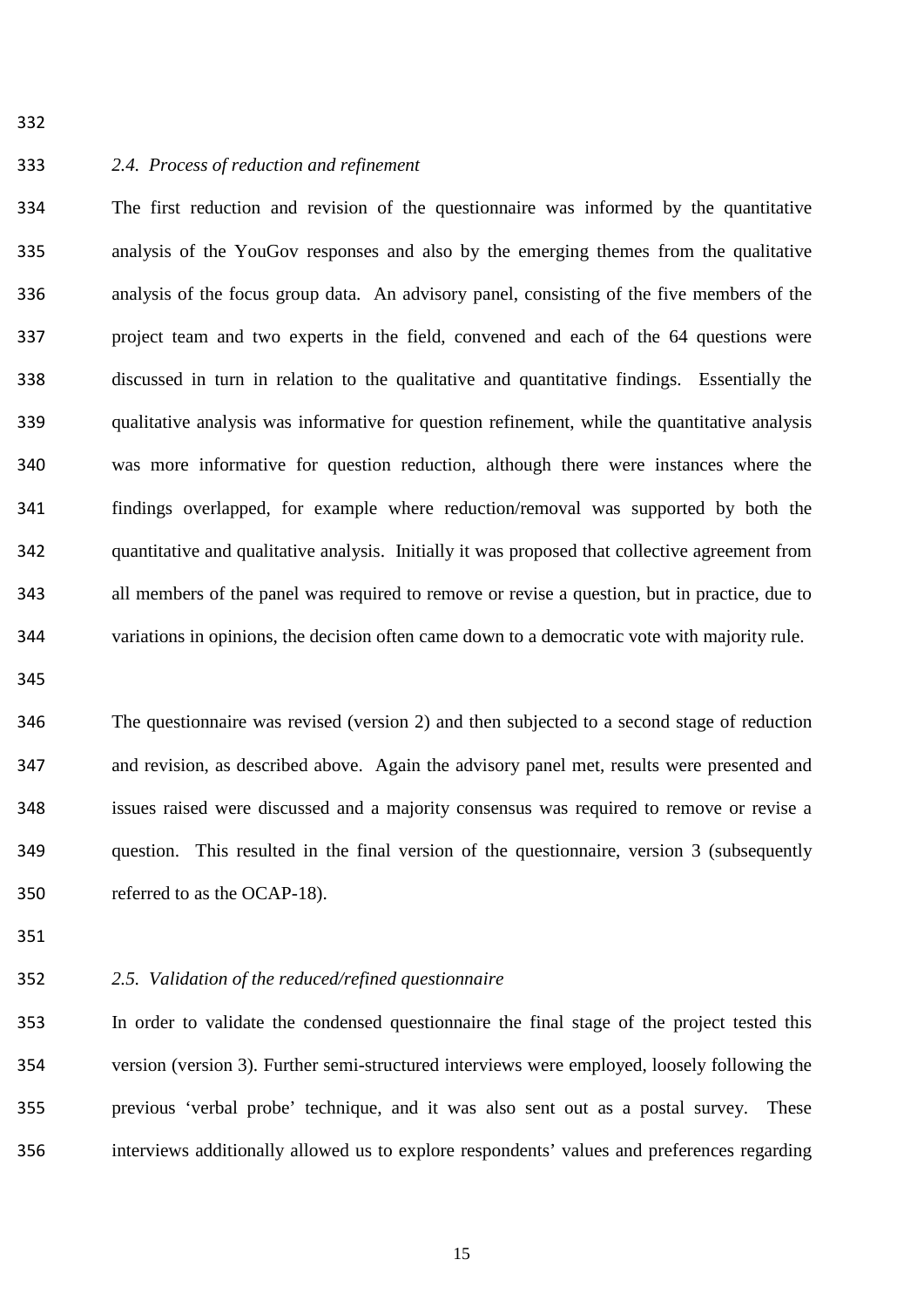### *2.4. Process of reduction and refinement*

The first reduction and revision of the questionnaire was informed by the quantitative analysis of the YouGov responses and also by the emerging themes from the qualitative analysis of the focus group data. An advisory panel, consisting of the five members of the project team and two experts in the field, convened and each of the 64 questions were discussed in turn in relation to the qualitative and quantitative findings. Essentially the qualitative analysis was informative for question refinement, while the quantitative analysis was more informative for question reduction, although there were instances where the findings overlapped, for example where reduction/removal was supported by both the quantitative and qualitative analysis. Initially it was proposed that collective agreement from all members of the panel was required to remove or revise a question, but in practice, due to variations in opinions, the decision often came down to a democratic vote with majority rule.

The questionnaire was revised (version 2) and then subjected to a second stage of reduction and revision, as described above. Again the advisory panel met, results were presented and issues raised were discussed and a majority consensus was required to remove or revise a question. This resulted in the final version of the questionnaire, version 3 (subsequently referred to as the OCAP-18).

### *2.5. Validation of the reduced/refined questionnaire*

In order to validate the condensed questionnaire the final stage of the project tested this version (version 3). Further semi-structured interviews were employed, loosely following the previous 'verbal probe' technique, and it was also sent out as a postal survey. These interviews additionally allowed us to explore respondents' values and preferences regarding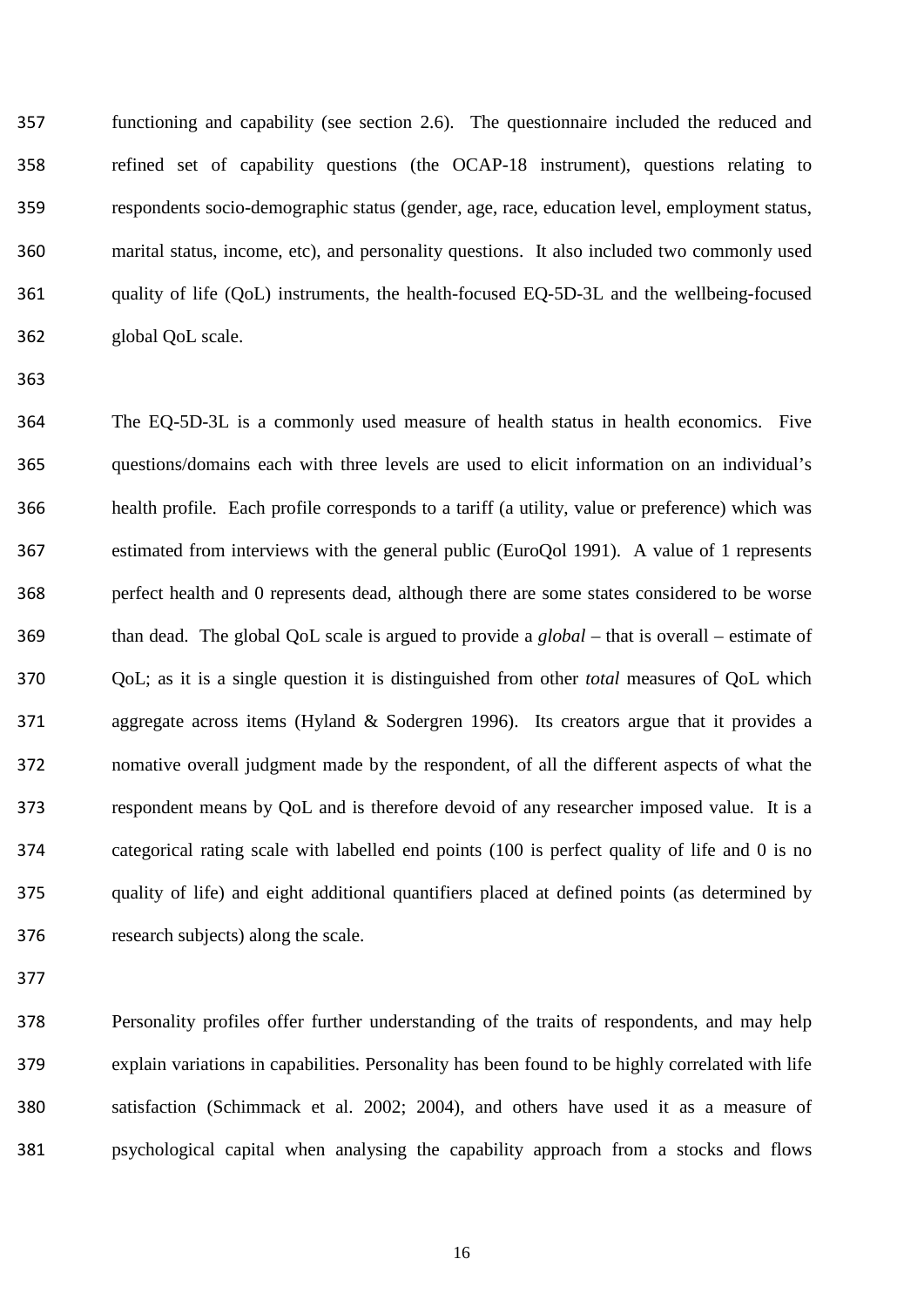functioning and capability (see section 2.6). The questionnaire included the reduced and refined set of capability questions (the OCAP-18 instrument), questions relating to respondents socio-demographic status (gender, age, race, education level, employment status, marital status, income, etc), and personality questions. It also included two commonly used quality of life (QoL) instruments, the health-focused EQ-5D-3L and the wellbeing-focused global QoL scale.

The EQ-5D-3L is a commonly used measure of health status in health economics. Five questions/domains each with three levels are used to elicit information on an individual's health profile. Each profile corresponds to a tariff (a utility, value or preference) which was estimated from interviews with the general public (EuroQol 1991). A value of 1 represents perfect health and 0 represents dead, although there are some states considered to be worse than dead. The global QoL scale is argued to provide a *global* – that is overall – estimate of QoL; as it is a single question it is distinguished from other *total* measures of QoL which aggregate across items (Hyland & Sodergren 1996). Its creators argue that it provides a nomative overall judgment made by the respondent, of all the different aspects of what the respondent means by QoL and is therefore devoid of any researcher imposed value. It is a categorical rating scale with labelled end points (100 is perfect quality of life and 0 is no quality of life) and eight additional quantifiers placed at defined points (as determined by research subjects) along the scale.

Personality profiles offer further understanding of the traits of respondents, and may help explain variations in capabilities. Personality has been found to be highly correlated with life satisfaction (Schimmack et al. 2002; 2004), and others have used it as a measure of psychological capital when analysing the capability approach from a stocks and flows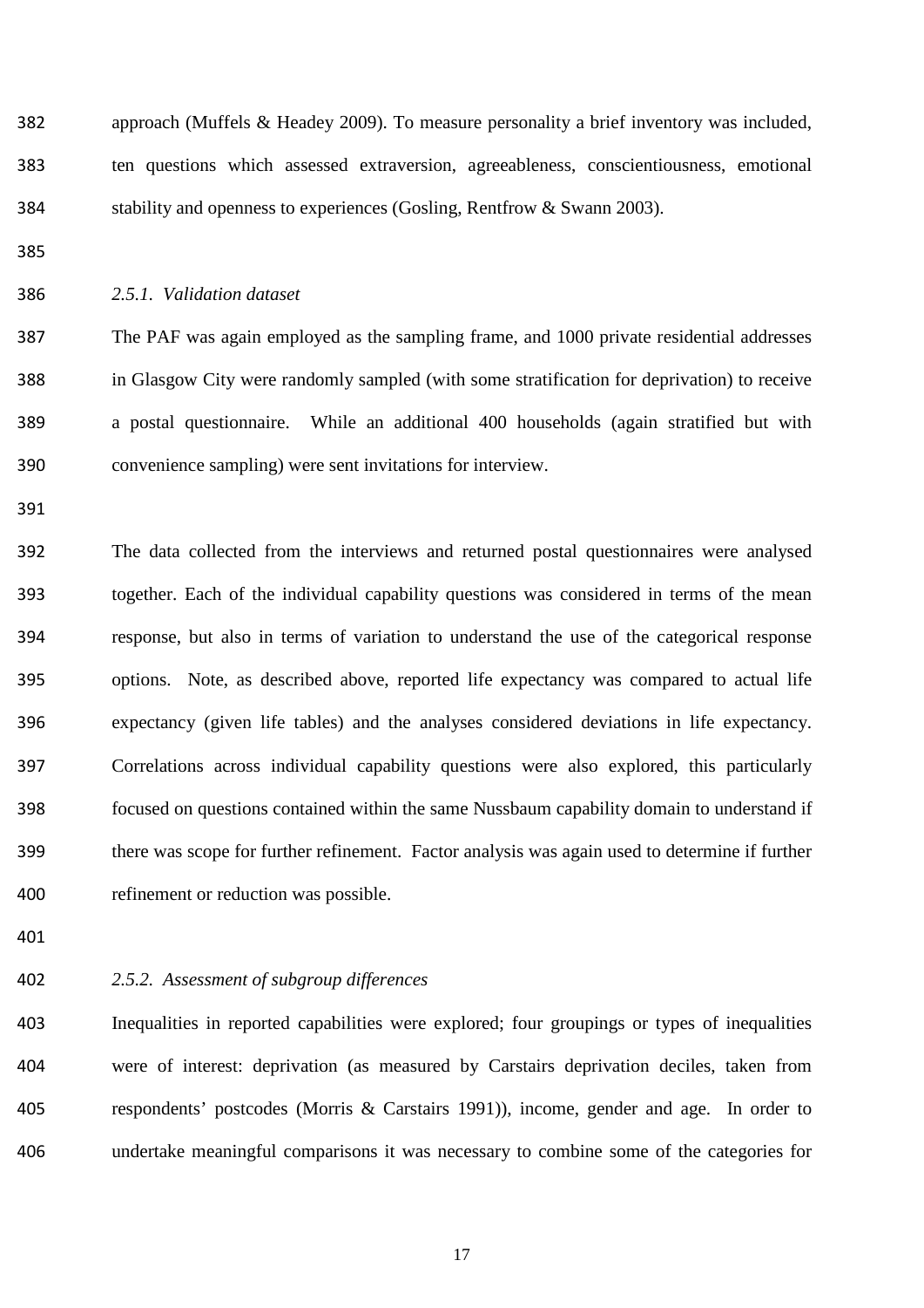approach (Muffels & Headey 2009). To measure personality a brief inventory was included, ten questions which assessed extraversion, agreeableness, conscientiousness, emotional stability and openness to experiences (Gosling, Rentfrow & Swann 2003).

### *2.5.1. Validation dataset*

The PAF was again employed as the sampling frame, and 1000 private residential addresses in Glasgow City were randomly sampled (with some stratification for deprivation) to receive a postal questionnaire. While an additional 400 households (again stratified but with convenience sampling) were sent invitations for interview.

The data collected from the interviews and returned postal questionnaires were analysed together. Each of the individual capability questions was considered in terms of the mean response, but also in terms of variation to understand the use of the categorical response options. Note, as described above, reported life expectancy was compared to actual life expectancy (given life tables) and the analyses considered deviations in life expectancy. Correlations across individual capability questions were also explored, this particularly focused on questions contained within the same Nussbaum capability domain to understand if there was scope for further refinement. Factor analysis was again used to determine if further refinement or reduction was possible.

### *2.5.2. Assessment of subgroup differences*

Inequalities in reported capabilities were explored; four groupings or types of inequalities were of interest: deprivation (as measured by Carstairs deprivation deciles, taken from respondents' postcodes (Morris & Carstairs 1991)), income, gender and age. In order to undertake meaningful comparisons it was necessary to combine some of the categories for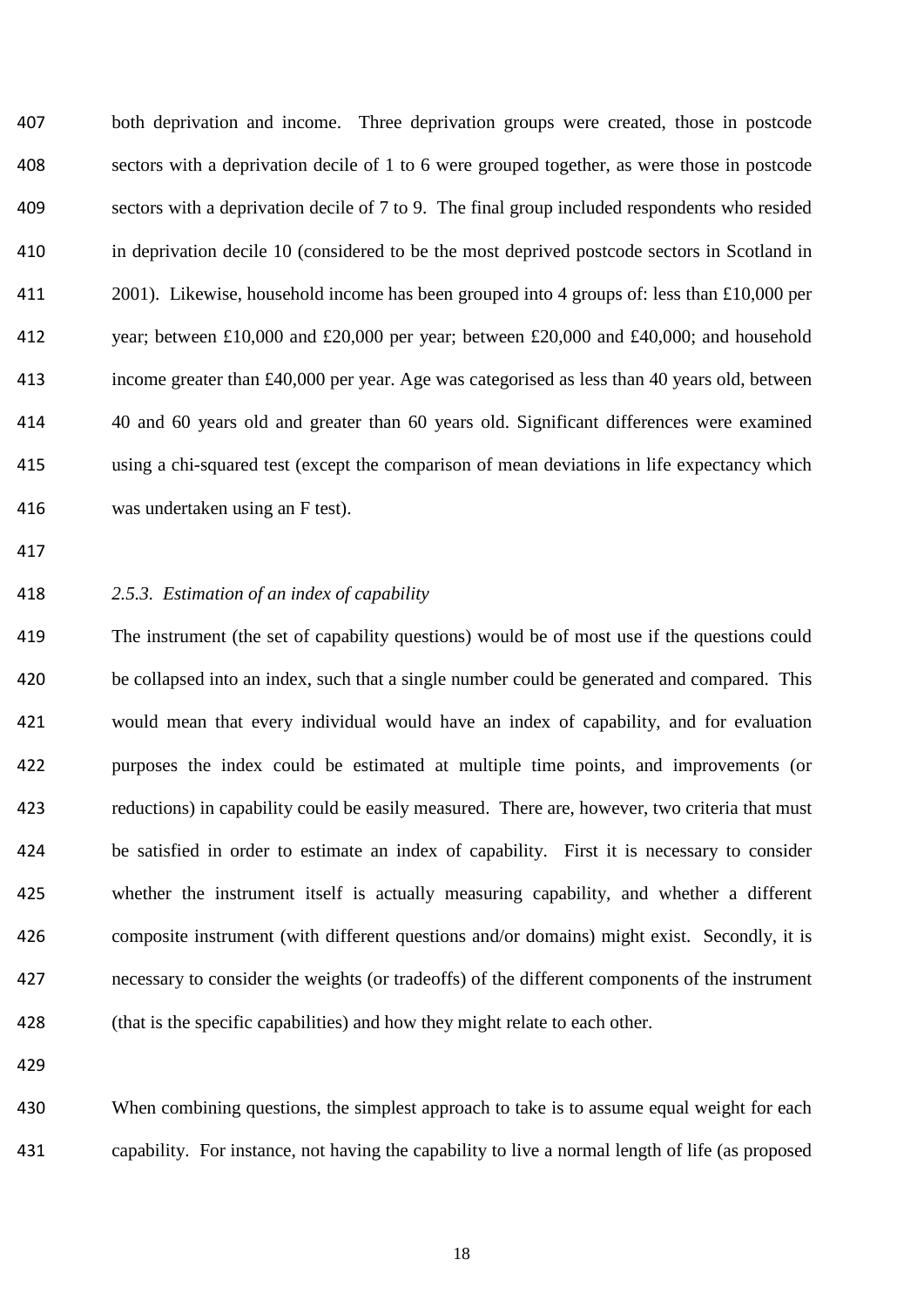both deprivation and income. Three deprivation groups were created, those in postcode sectors with a deprivation decile of 1 to 6 were grouped together, as were those in postcode sectors with a deprivation decile of 7 to 9. The final group included respondents who resided in deprivation decile 10 (considered to be the most deprived postcode sectors in Scotland in 2001). Likewise, household income has been grouped into 4 groups of: less than £10,000 per year; between £10,000 and £20,000 per year; between £20,000 and £40,000; and household income greater than £40,000 per year. Age was categorised as less than 40 years old, between 40 and 60 years old and greater than 60 years old. Significant differences were examined using a chi-squared test (except the comparison of mean deviations in life expectancy which was undertaken using an F test).

### *2.5.3. Estimation of an index of capability*

The instrument (the set of capability questions) would be of most use if the questions could be collapsed into an index, such that a single number could be generated and compared. This would mean that every individual would have an index of capability, and for evaluation purposes the index could be estimated at multiple time points, and improvements (or reductions) in capability could be easily measured. There are, however, two criteria that must be satisfied in order to estimate an index of capability. First it is necessary to consider whether the instrument itself is actually measuring capability, and whether a different composite instrument (with different questions and/or domains) might exist. Secondly, it is necessary to consider the weights (or tradeoffs) of the different components of the instrument (that is the specific capabilities) and how they might relate to each other.

When combining questions, the simplest approach to take is to assume equal weight for each capability. For instance, not having the capability to live a normal length of life (as proposed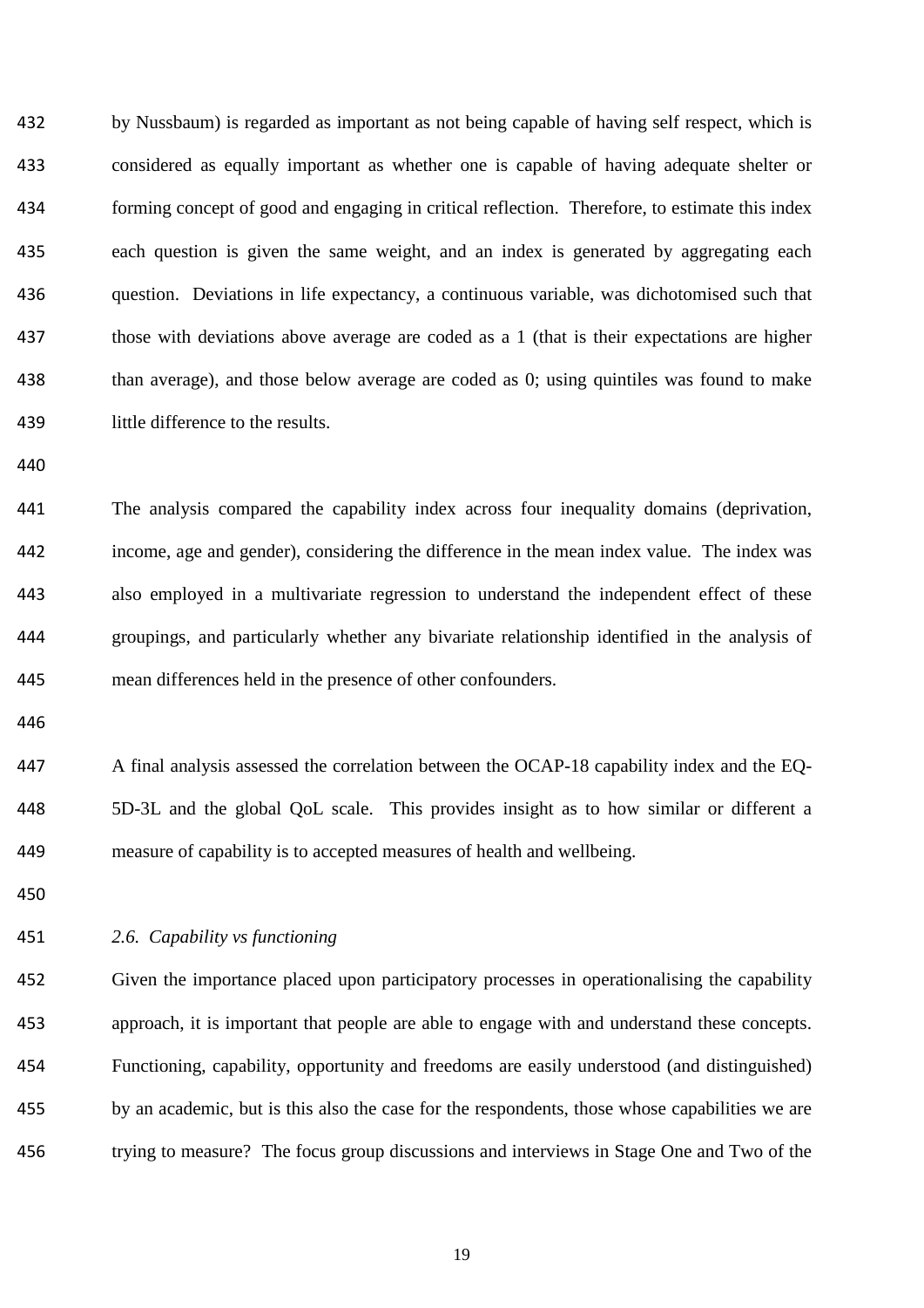by Nussbaum) is regarded as important as not being capable of having self respect, which is considered as equally important as whether one is capable of having adequate shelter or forming concept of good and engaging in critical reflection. Therefore, to estimate this index each question is given the same weight, and an index is generated by aggregating each question. Deviations in life expectancy, a continuous variable, was dichotomised such that those with deviations above average are coded as a 1 (that is their expectations are higher than average), and those below average are coded as 0; using quintiles was found to make little difference to the results.

The analysis compared the capability index across four inequality domains (deprivation, income, age and gender), considering the difference in the mean index value. The index was also employed in a multivariate regression to understand the independent effect of these groupings, and particularly whether any bivariate relationship identified in the analysis of mean differences held in the presence of other confounders.

A final analysis assessed the correlation between the OCAP-18 capability index and the EQ-5D-3L and the global QoL scale. This provides insight as to how similar or different a measure of capability is to accepted measures of health and wellbeing.

### *2.6. Capability vs functioning*

Given the importance placed upon participatory processes in operationalising the capability approach, it is important that people are able to engage with and understand these concepts. Functioning, capability, opportunity and freedoms are easily understood (and distinguished) by an academic, but is this also the case for the respondents, those whose capabilities we are trying to measure? The focus group discussions and interviews in Stage One and Two of the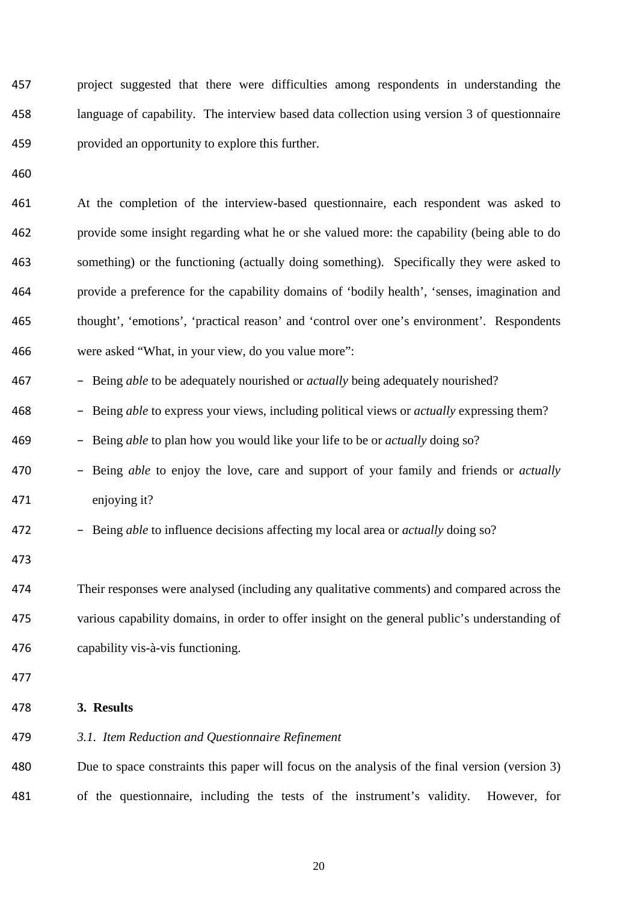project suggested that there were difficulties among respondents in understanding the language of capability. The interview based data collection using version 3 of questionnaire provided an opportunity to explore this further.

At the completion of the interview-based questionnaire, each respondent was asked to provide some insight regarding what he or she valued more: the capability (being able to do something) or the functioning (actually doing something). Specifically they were asked to provide a preference for the capability domains of 'bodily health', 'senses, imagination and thought', 'emotions', 'practical reason' and 'control over one's environment'. Respondents were asked "What, in your view, do you value more":

- Being *able* to be adequately nourished or *actually* being adequately nourished?
- Being *able* to express your views, including political views or *actually* expressing them?
- Being *able* to plan how you would like your life to be or *actually* doing so?
- Being *able* to enjoy the love, care and support of your family and friends or *actually* enjoying it?
- Being *able* to influence decisions affecting my local area or *actually* doing so?

Their responses were analysed (including any qualitative comments) and compared across the various capability domains, in order to offer insight on the general public's understanding of capability vis-à-vis functioning.

## 3. Results

### *3.1. Item Reduction and Questionnaire Refinement*

Due to space constraints this paper will focus on the analysis of the final version (version 3) of the questionnaire, including the tests of the instrument's validity. However, for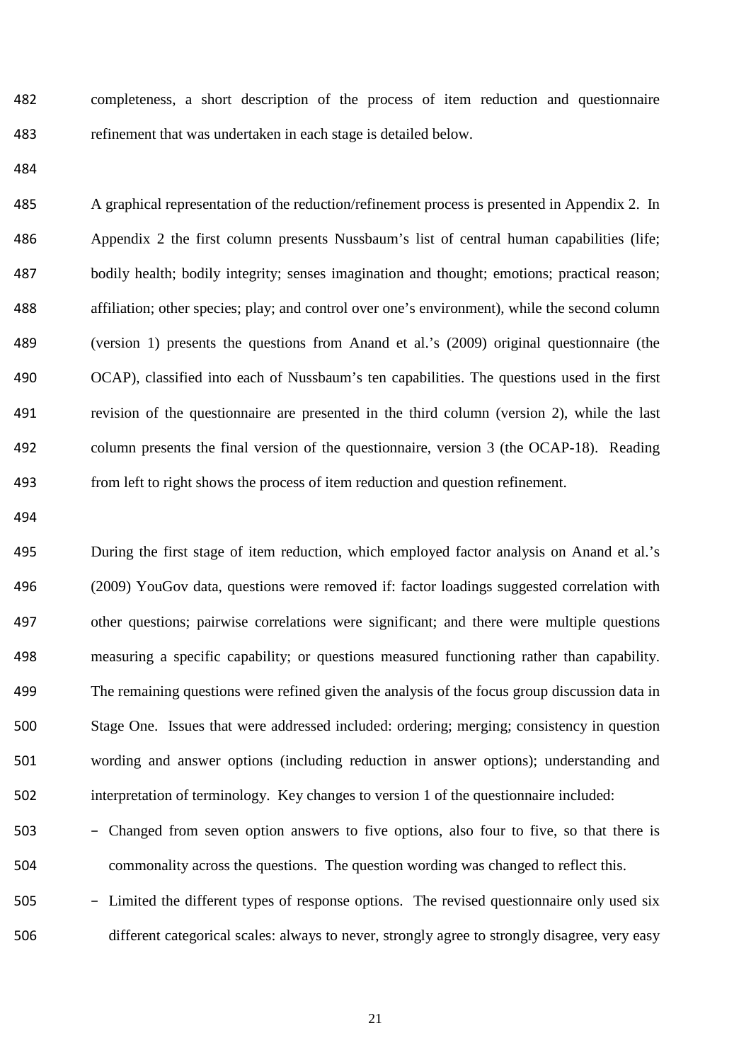completeness, a short description of the process of item reduction and questionnaire refinement that was undertaken in each stage is detailed below.

A graphical representation of the reduction/refinement process is presented in Appendix 2. In Appendix 2 the first column presents Nussbaum's list of central human capabilities (life; bodily health; bodily integrity; senses imagination and thought; emotions; practical reason; affiliation; other species; play; and control over one's environment), while the second column (version 1) presents the questions from Anand et al.'s (2009) original questionnaire (the OCAP), classified into each of Nussbaum's ten capabilities. The questions used in the first revision of the questionnaire are presented in the third column (version 2), while the last column presents the final version of the questionnaire, version 3 (the OCAP-18). Reading from left to right shows the process of item reduction and question refinement.

During the first stage of item reduction, which employed factor analysis on Anand et al.'s (2009) YouGov data, questions were removed if: factor loadings suggested correlation with other questions; pairwise correlations were significant; and there were multiple questions measuring a specific capability; or questions measured functioning rather than capability. The remaining questions were refined given the analysis of the focus group discussion data in Stage One. Issues that were addressed included: ordering; merging; consistency in question wording and answer options (including reduction in answer options); understanding and interpretation of terminology. Key changes to version 1 of the questionnaire included:

- Changed from seven option answers to five options, also four to five, so that there is commonality across the questions. The question wording was changed to reflect this.
- Limited the different types of response options. The revised questionnaire only used six different categorical scales: always to never, strongly agree to strongly disagree, very easy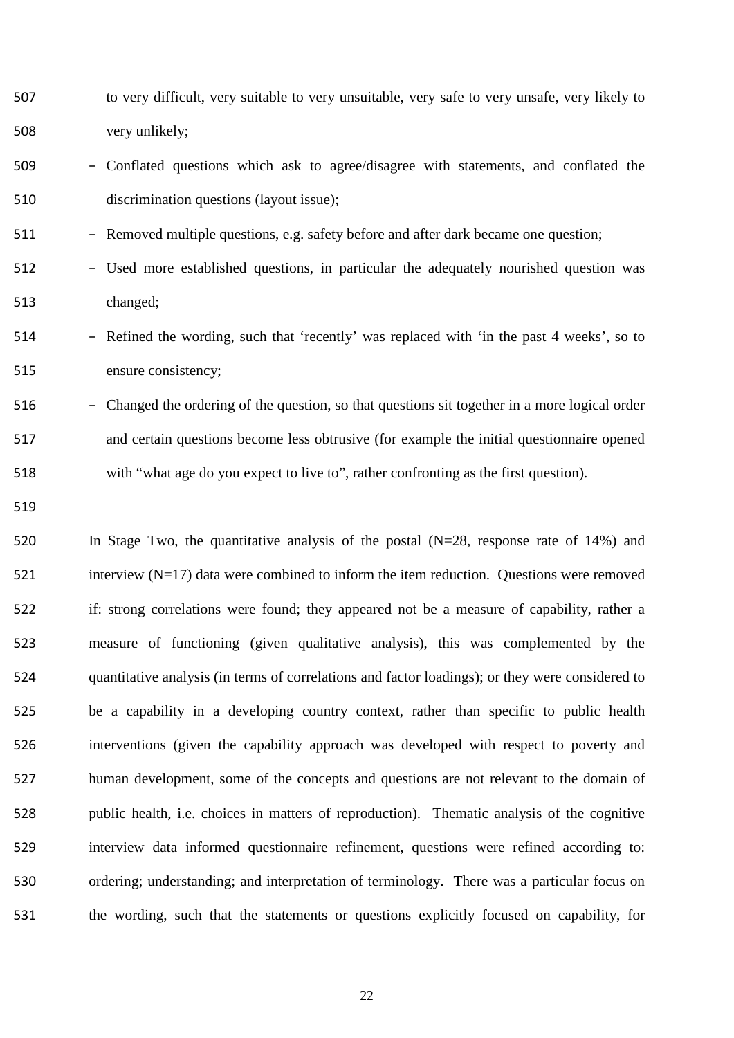to very difficult, very suitable to very unsuitable, very safe to very unsafe, very likely to very unlikely;

- Conflated questions which ask to agree/disagree with statements, and conflated the discrimination questions (layout issue);
- Removed multiple questions, e.g. safety before and after dark became one question;
- Used more established questions, in particular the adequately nourished question was changed;
- Refined the wording, such that 'recently' was replaced with 'in the past 4 weeks', so to ensure consistency;
- Changed the ordering of the question, so that questions sit together in a more logical order and certain questions become less obtrusive (for example the initial questionnaire opened with "what age do you expect to live to", rather confronting as the first question).

In Stage Two, the quantitative analysis of the postal (N=28, response rate of 14%) and interview (N=17) data were combined to inform the item reduction. Questions were removed if: strong correlations were found; they appeared not be a measure of capability, rather a measure of functioning (given qualitative analysis), this was complemented by the quantitative analysis (in terms of correlations and factor loadings); or they were considered to be a capability in a developing country context, rather than specific to public health interventions (given the capability approach was developed with respect to poverty and human development, some of the concepts and questions are not relevant to the domain of public health, i.e. choices in matters of reproduction). Thematic analysis of the cognitive interview data informed questionnaire refinement, questions were refined according to: ordering; understanding; and interpretation of terminology. There was a particular focus on the wording, such that the statements or questions explicitly focused on capability, for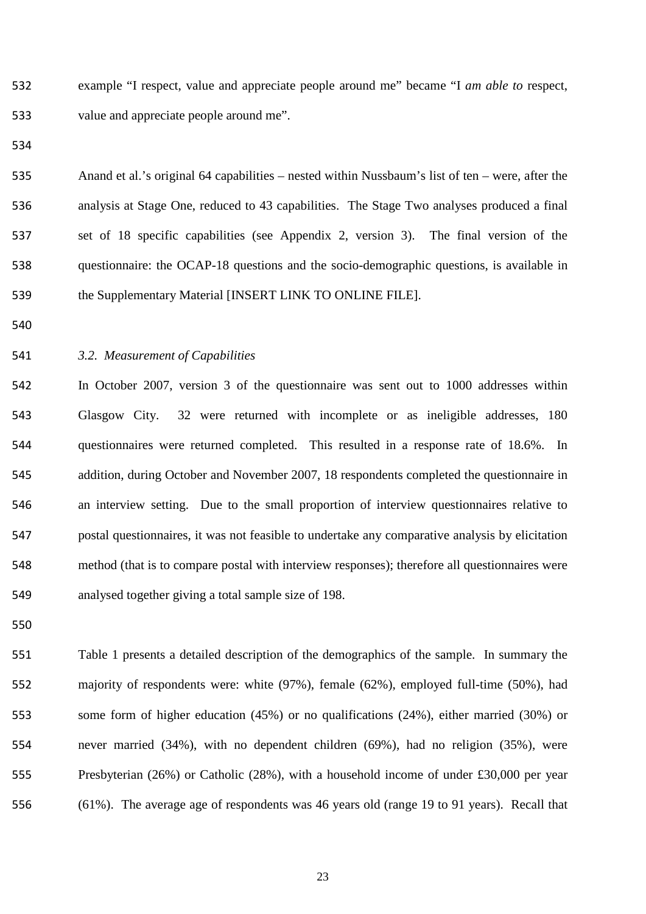example "I respect, value and appreciate people around me" became "I *am able to* respect, value and appreciate people around me".

Anand et al.'s original 64 capabilities – nested within Nussbaum's list of ten – were, after the analysis at Stage One, reduced to 43 capabilities. The Stage Two analyses produced a final set of 18 specific capabilities (see Appendix 2, version 3). The final version of the questionnaire: the OCAP-18 questions and the socio-demographic questions, is available in the Supplementary Material [INSERT LINK TO ONLINE FILE].

### *3.2. Measurement of Capabilities*

In October 2007, version 3 of the questionnaire was sent out to 1000 addresses within Glasgow City. 32 were returned with incomplete or as ineligible addresses, 180 questionnaires were returned completed. This resulted in a response rate of 18.6%. In addition, during October and November 2007, 18 respondents completed the questionnaire in an interview setting. Due to the small proportion of interview questionnaires relative to postal questionnaires, it was not feasible to undertake any comparative analysis by elicitation method (that is to compare postal with interview responses); therefore all questionnaires were analysed together giving a total sample size of 198.

Table 1 presents a detailed description of the demographics of the sample. In summary the majority of respondents were: white (97%), female (62%), employed full-time (50%), had some form of higher education (45%) or no qualifications (24%), either married (30%) or never married (34%), with no dependent children (69%), had no religion (35%), were Presbyterian (26%) or Catholic (28%), with a household income of under £30,000 per year (61%). The average age of respondents was 46 years old (range 19 to 91 years). Recall that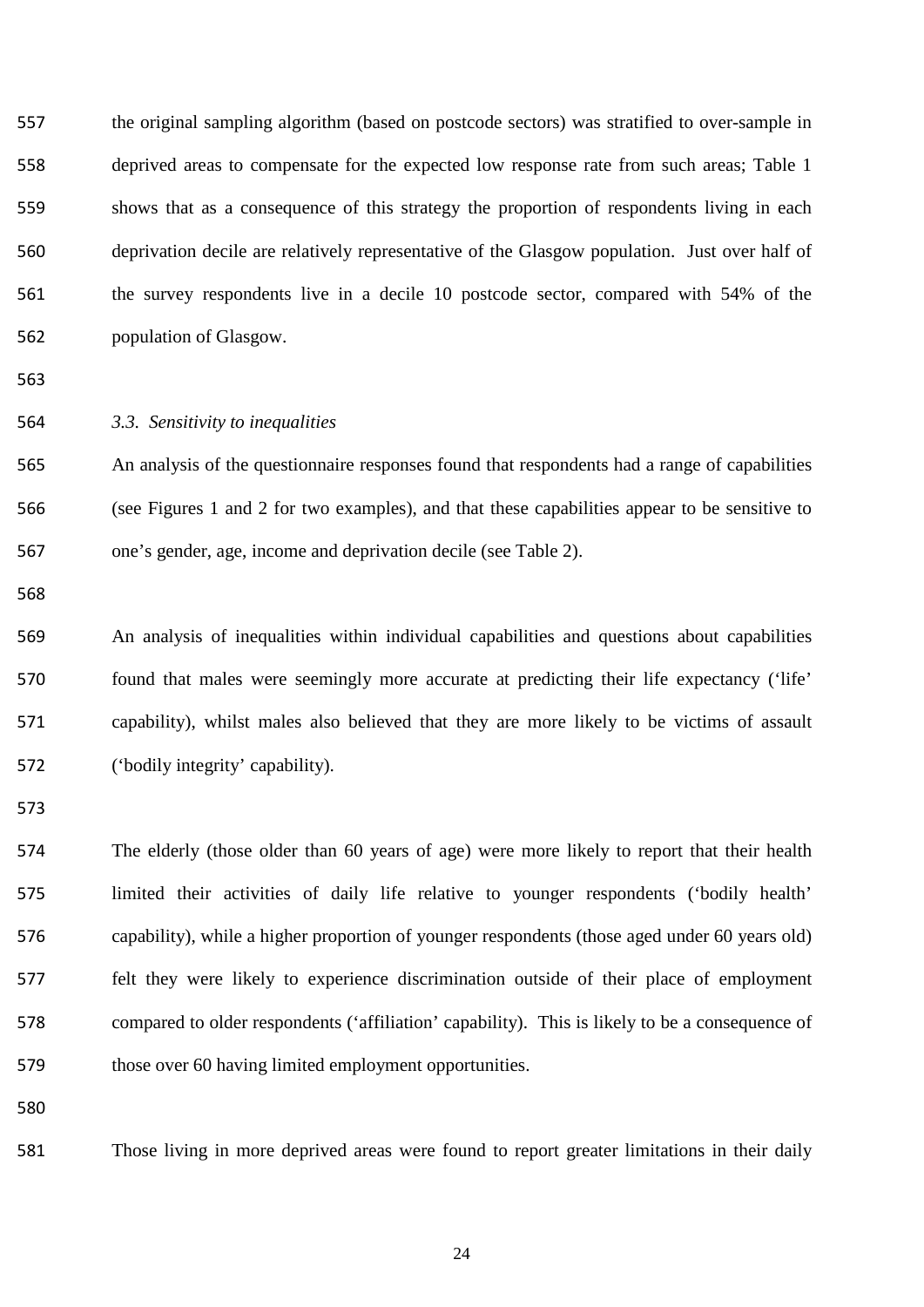the original sampling algorithm (based on postcode sectors) was stratified to over-sample in deprived areas to compensate for the expected low response rate from such areas; Table 1 shows that as a consequence of this strategy the proportion of respondents living in each deprivation decile are relatively representative of the Glasgow population. Just over half of the survey respondents live in a decile 10 postcode sector, compared with 54% of the population of Glasgow.

### *3.3. Sensitivity to inequalities*

An analysis of the questionnaire responses found that respondents had a range of capabilities (see Figures 1 and 2 for two examples), and that these capabilities appear to be sensitive to one's gender, age, income and deprivation decile (see Table 2).

An analysis of inequalities within individual capabilities and questions about capabilities found that males were seemingly more accurate at predicting their life expectancy ('life' capability), whilst males also believed that they are more likely to be victims of assault ('bodily integrity' capability).

The elderly (those older than 60 years of age) were more likely to report that their health limited their activities of daily life relative to younger respondents ('bodily health' capability), while a higher proportion of younger respondents (those aged under 60 years old) felt they were likely to experience discrimination outside of their place of employment compared to older respondents ('affiliation' capability). This is likely to be a consequence of those over 60 having limited employment opportunities.

Those living in more deprived areas were found to report greater limitations in their daily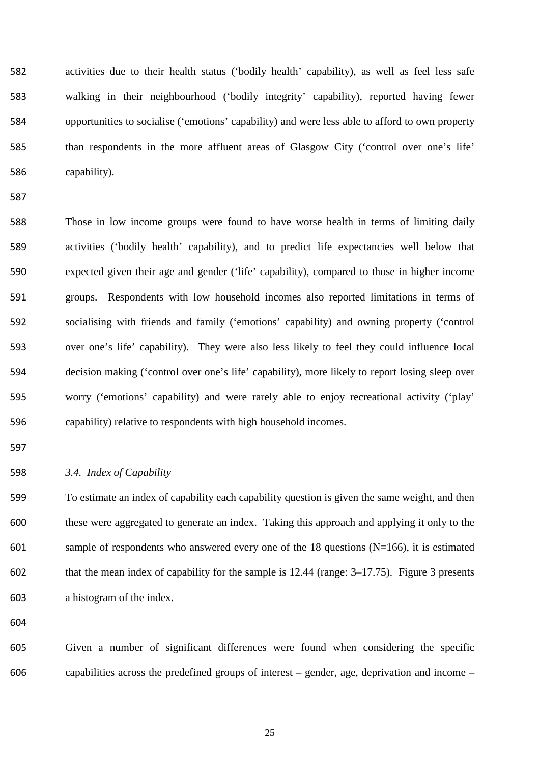activities due to their health status ('bodily health' capability), as well as feel less safe walking in their neighbourhood ('bodily integrity' capability), reported having fewer opportunities to socialise ('emotions' capability) and were less able to afford to own property than respondents in the more affluent areas of Glasgow City ('control over one's life' capability).

Those in low income groups were found to have worse health in terms of limiting daily activities ('bodily health' capability), and to predict life expectancies well below that expected given their age and gender ('life' capability), compared to those in higher income groups. Respondents with low household incomes also reported limitations in terms of socialising with friends and family ('emotions' capability) and owning property ('control over one's life' capability). They were also less likely to feel they could influence local decision making ('control over one's life' capability), more likely to report losing sleep over worry ('emotions' capability) and were rarely able to enjoy recreational activity ('play' capability) relative to respondents with high household incomes.

### *3.4. Index of Capability*

To estimate an index of capability each capability question is given the same weight, and then these were aggregated to generate an index. Taking this approach and applying it only to the sample of respondents who answered every one of the 18 questions (N=166), it is estimated that the mean index of capability for the sample is 12.44 (range: 3–17.75). Figure 3 presents a histogram of the index.

Given a number of significant differences were found when considering the specific capabilities across the predefined groups of interest – gender, age, deprivation and income –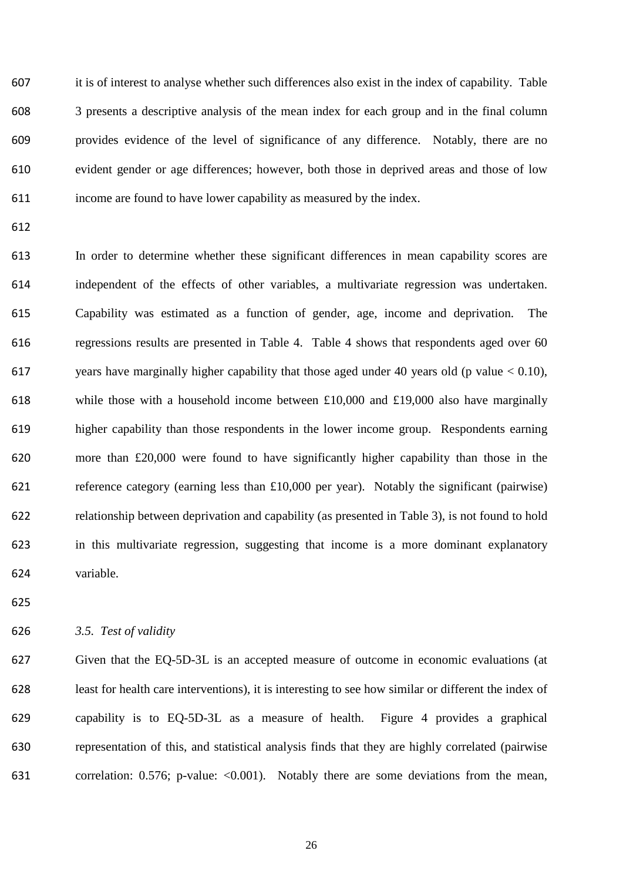it is of interest to analyse whether such differences also exist in the index of capability. Table 3 presents a descriptive analysis of the mean index for each group and in the final column provides evidence of the level of significance of any difference. Notably, there are no evident gender or age differences; however, both those in deprived areas and those of low income are found to have lower capability as measured by the index.

In order to determine whether these significant differences in mean capability scores are independent of the effects of other variables, a multivariate regression was undertaken. Capability was estimated as a function of gender, age, income and deprivation. The regressions results are presented in Table 4. Table 4 shows that respondents aged over 60 years have marginally higher capability that those aged under 40 years old (p value < 0.10), while those with a household income between £10,000 and £19,000 also have marginally higher capability than those respondents in the lower income group. Respondents earning more than £20,000 were found to have significantly higher capability than those in the reference category (earning less than £10,000 per year). Notably the significant (pairwise) relationship between deprivation and capability (as presented in Table 3), is not found to hold in this multivariate regression, suggesting that income is a more dominant explanatory variable.

### *3.5. Test of validity*

Given that the EQ-5D-3L is an accepted measure of outcome in economic evaluations (at least for health care interventions), it is interesting to see how similar or different the index of capability is to EQ-5D-3L as a measure of health. Figure 4 provides a graphical representation of this, and statistical analysis finds that they are highly correlated (pairwise correlation: 0.576; p-value: <0.001). Notably there are some deviations from the mean,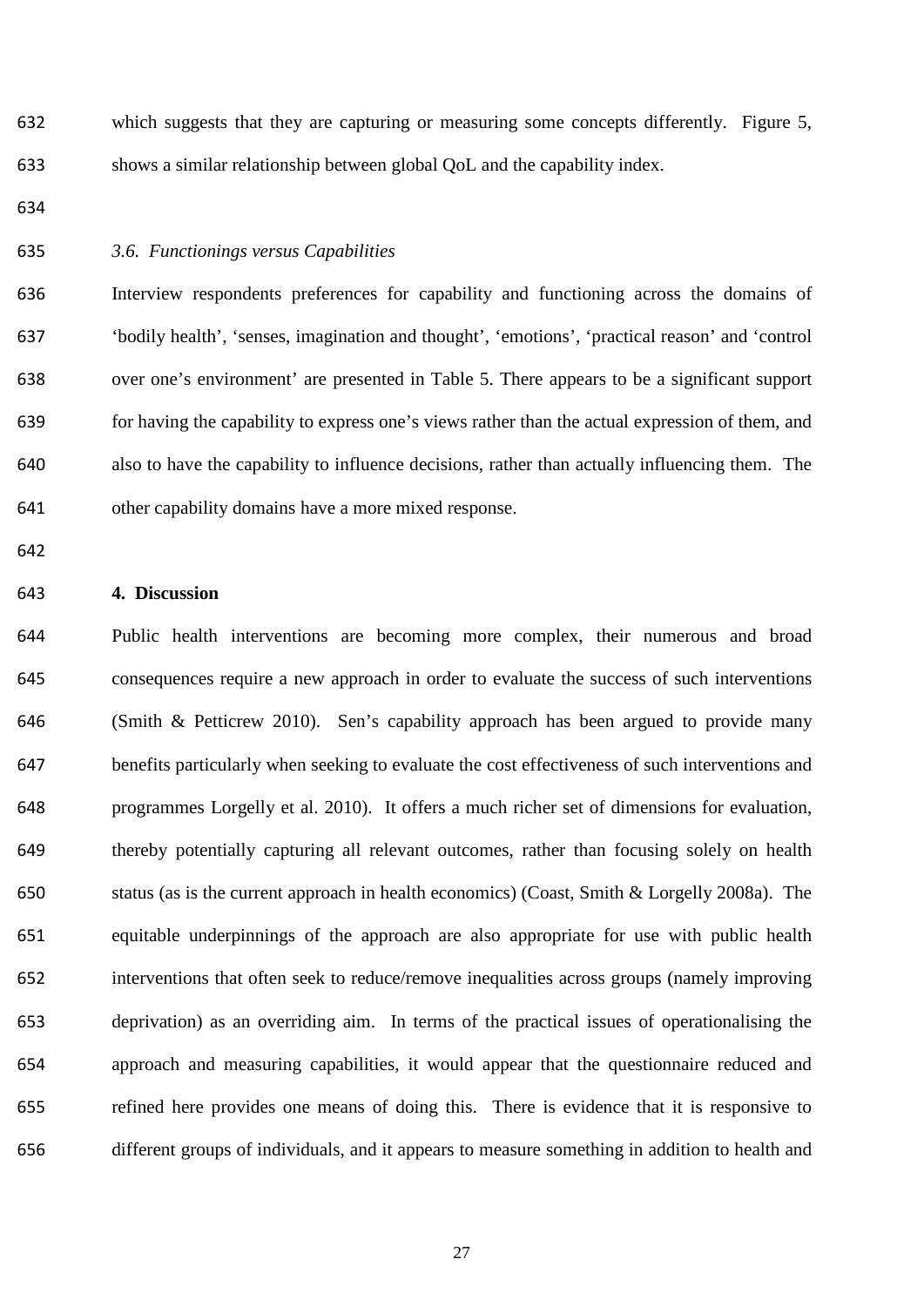which suggests that they are capturing or measuring some concepts differently. Figure 5, shows a similar relationship between global QoL and the capability index.

### *3.6. Functionings versus Capabilities*

Interview respondents preferences for capability and functioning across the domains of 'bodily health', 'senses, imagination and thought', 'emotions', 'practical reason' and 'control over one's environment' are presented in Table 5. There appears to be a significant support for having the capability to express one's views rather than the actual expression of them, and also to have the capability to influence decisions, rather than actually influencing them. The other capability domains have a more mixed response.

## **4. Discussion**

Public health interventions are becoming more complex, their numerous and broad consequences require a new approach in order to evaluate the success of such interventions (Smith & Petticrew 2010). Sen's capability approach has been argued to provide many benefits particularly when seeking to evaluate the cost effectiveness of such interventions and programmes Lorgelly et al. 2010). It offers a much richer set of dimensions for evaluation, thereby potentially capturing all relevant outcomes, rather than focusing solely on health status (as is the current approach in health economics) (Coast, Smith & Lorgelly 2008a). The equitable underpinnings of the approach are also appropriate for use with public health interventions that often seek to reduce/remove inequalities across groups (namely improving deprivation) as an overriding aim. In terms of the practical issues of operationalising the approach and measuring capabilities, it would appear that the questionnaire reduced and refined here provides one means of doing this. There is evidence that it is responsive to different groups of individuals, and it appears to measure something in addition to health and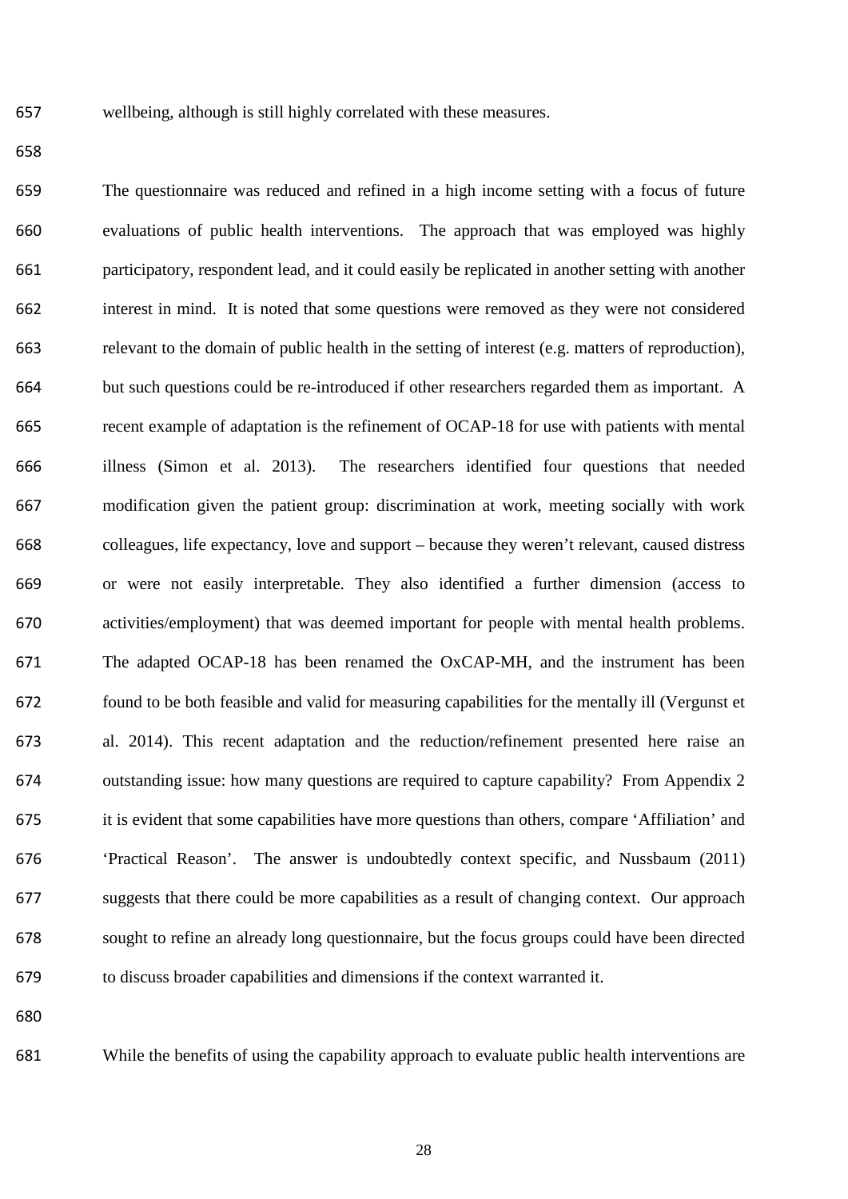wellbeing, although is still highly correlated with these measures.

The questionnaire was reduced and refined in a high income setting with a focus of future evaluations of public health interventions. The approach that was employed was highly participatory, respondent lead, and it could easily be replicated in another setting with another interest in mind. It is noted that some questions were removed as they were not considered relevant to the domain of public health in the setting of interest (e.g. matters of reproduction), but such questions could be re-introduced if other researchers regarded them as important. A recent example of adaptation is the refinement of OCAP-18 for use with patients with mental illness (Simon et al. 2013). The researchers identified four questions that needed modification given the patient group: discrimination at work, meeting socially with work colleagues, life expectancy, love and support – because they weren't relevant, caused distress or were not easily interpretable. They also identified a further dimension (access to activities/employment) that was deemed important for people with mental health problems. The adapted OCAP-18 has been renamed the OxCAP-MH, and the instrument has been found to be both feasible and valid for measuring capabilities for the mentally ill (Vergunst et al. 2014). This recent adaptation and the reduction/refinement presented here raise an outstanding issue: how many questions are required to capture capability? From Appendix 2 it is evident that some capabilities have more questions than others, compare 'Affiliation' and 'Practical Reason'. The answer is undoubtedly context specific, and Nussbaum (2011) suggests that there could be more capabilities as a result of changing context. Our approach sought to refine an already long questionnaire, but the focus groups could have been directed to discuss broader capabilities and dimensions if the context warranted it.

While the benefits of using the capability approach to evaluate public health interventions are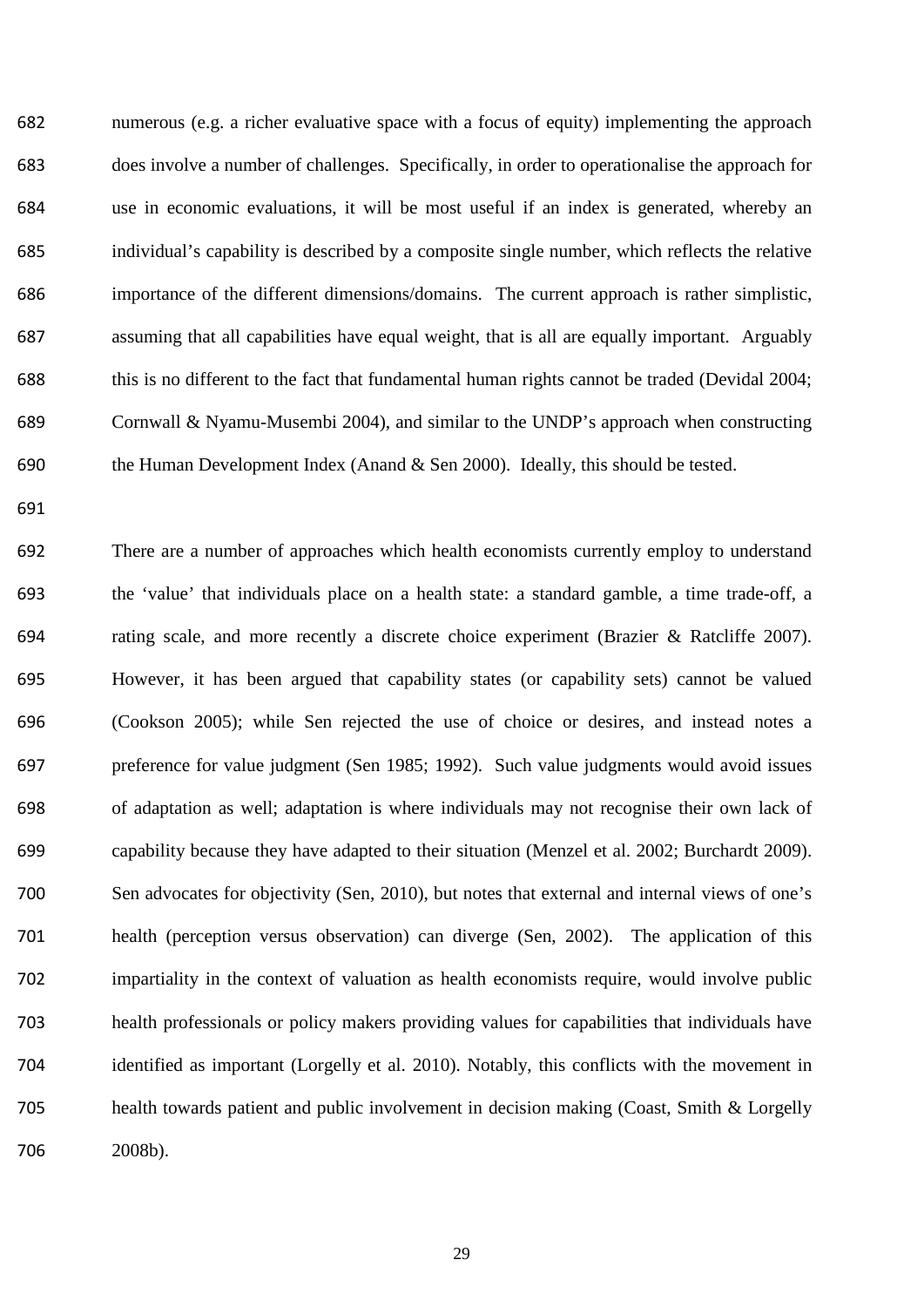numerous (e.g. a richer evaluative space with a focus of equity) implementing the approach does involve a number of challenges. Specifically, in order to operationalise the approach for use in economic evaluations, it will be most useful if an index is generated, whereby an individual's capability is described by a composite single number, which reflects the relative importance of the different dimensions/domains. The current approach is rather simplistic, assuming that all capabilities have equal weight, that is all are equally important. Arguably this is no different to the fact that fundamental human rights cannot be traded (Devidal 2004; Cornwall & Nyamu-Musembi 2004), and similar to the UNDP's approach when constructing the Human Development Index (Anand & Sen 2000). Ideally, this should be tested.

There are a number of approaches which health economists currently employ to understand the 'value' that individuals place on a health state: a standard gamble, a time trade-off, a rating scale, and more recently a discrete choice experiment (Brazier & Ratcliffe 2007). However, it has been argued that capability states (or capability sets) cannot be valued (Cookson 2005); while Sen rejected the use of choice or desires, and instead notes a preference for value judgment (Sen 1985; 1992). Such value judgments would avoid issues of adaptation as well; adaptation is where individuals may not recognise their own lack of capability because they have adapted to their situation (Menzel et al. 2002; Burchardt 2009). Sen advocates for objectivity (Sen, 2010), but notes that external and internal views of one's health (perception versus observation) can diverge (Sen, 2002). The application of this impartiality in the context of valuation as health economists require, would involve public health professionals or policy makers providing values for capabilities that individuals have identified as important (Lorgelly et al. 2010). Notably, this conflicts with the movement in health towards patient and public involvement in decision making (Coast, Smith & Lorgelly 2008b).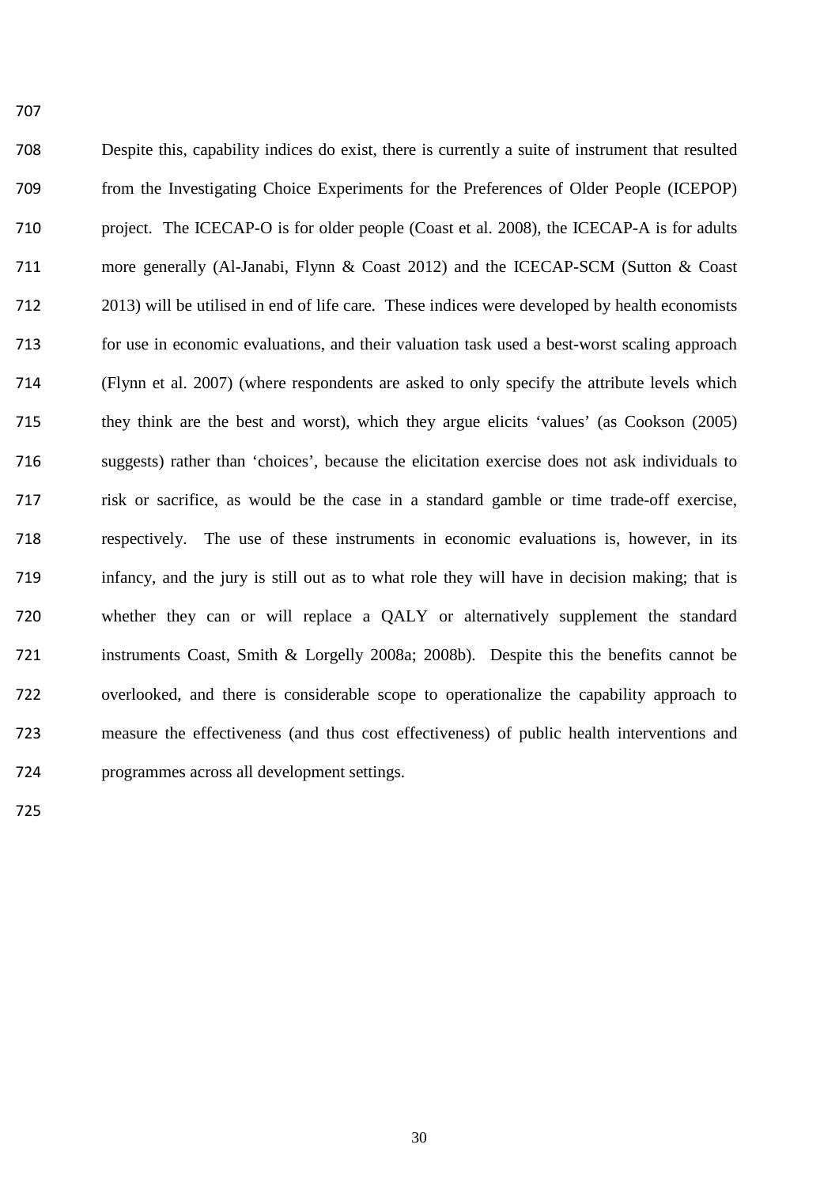Despite this, capability indices do exist, there is currently a suite of instrument that resulted from the Investigating Choice Experiments for the Preferences of Older People (ICEPOP) project. The ICECAP-O is for older people (Coast et al. 2008), the ICECAP-A is for adults more generally (Al-Janabi, Flynn & Coast 2012) and the ICECAP-SCM (Sutton & Coast 2013) will be utilised in end of life care. These indices were developed by health economists for use in economic evaluations, and their valuation task used a best-worst scaling approach (Flynn et al. 2007) (where respondents are asked to only specify the attribute levels which they think are the best and worst), which they argue elicits 'values' (as Cookson (2005) suggests) rather than 'choices', because the elicitation exercise does not ask individuals to risk or sacrifice, as would be the case in a standard gamble or time trade-off exercise, respectively. The use of these instruments in economic evaluations is, however, in its infancy, and the jury is still out as to what role they will have in decision making; that is whether they can or will replace a QALY or alternatively supplement the standard instruments Coast, Smith & Lorgelly 2008a; 2008b). Despite this the benefits cannot be overlooked, and there is considerable scope to operationalize the capability approach to measure the effectiveness (and thus cost effectiveness) of public health interventions and programmes across all development settings.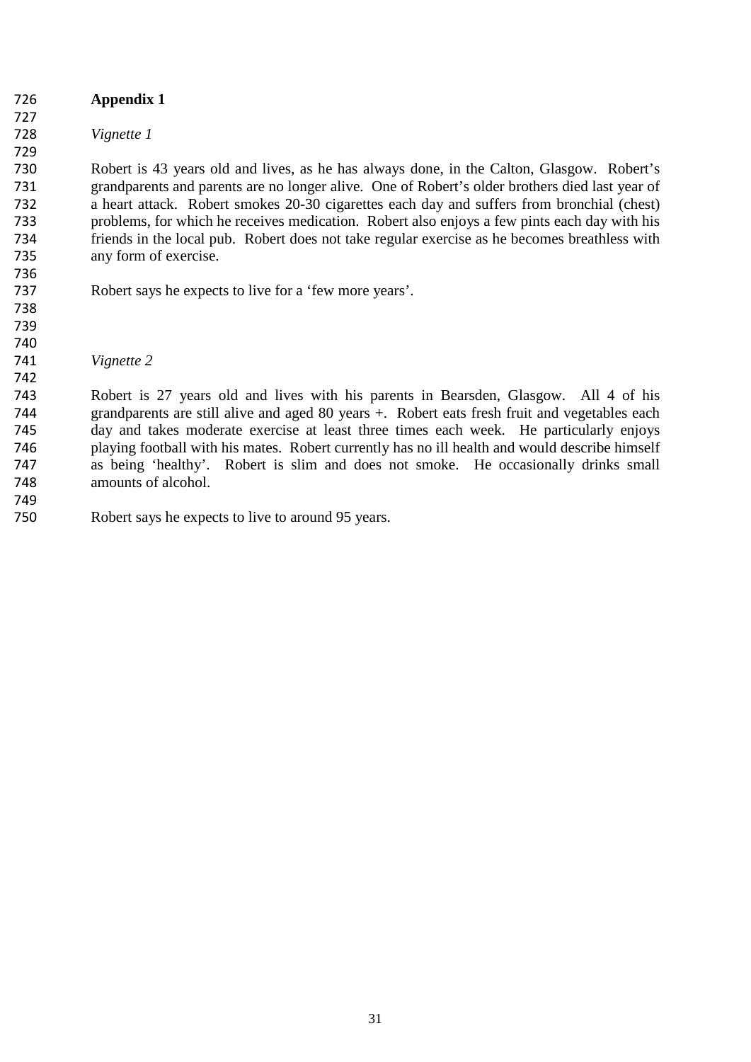# Appendix 1

*Vignette 1*

Robert is 43 years old and lives, as he has always done, in the Calton, Glasgow. Robert's grandparents and parents are no longer alive. One of Robert's older brothers died last year of a heart attack. Robert smokes 20-30 cigarettes each day and suffers from bronchial (chest) problems, for which he receives medication. Robert also enjoys a few pints each day with his friends in the local pub. Robert does not take regular exercise as he becomes breathless with any form of exercise.

Robert says he expects to live for a 'few more years'.

*Vignette 2*

Robert is 27 years old and lives with his parents in Bearsden, Glasgow. All 4 of his grandparents are still alive and aged 80 years +. Robert eats fresh fruit and vegetables each day and takes moderate exercise at least three times each week. He particularly enjoys playing football with his mates. Robert currently has no ill health and would describe himself as being 'healthy'. Robert is slim and does not smoke. He occasionally drinks small amounts of alcohol.

Robert says he expects to live to around 95 years.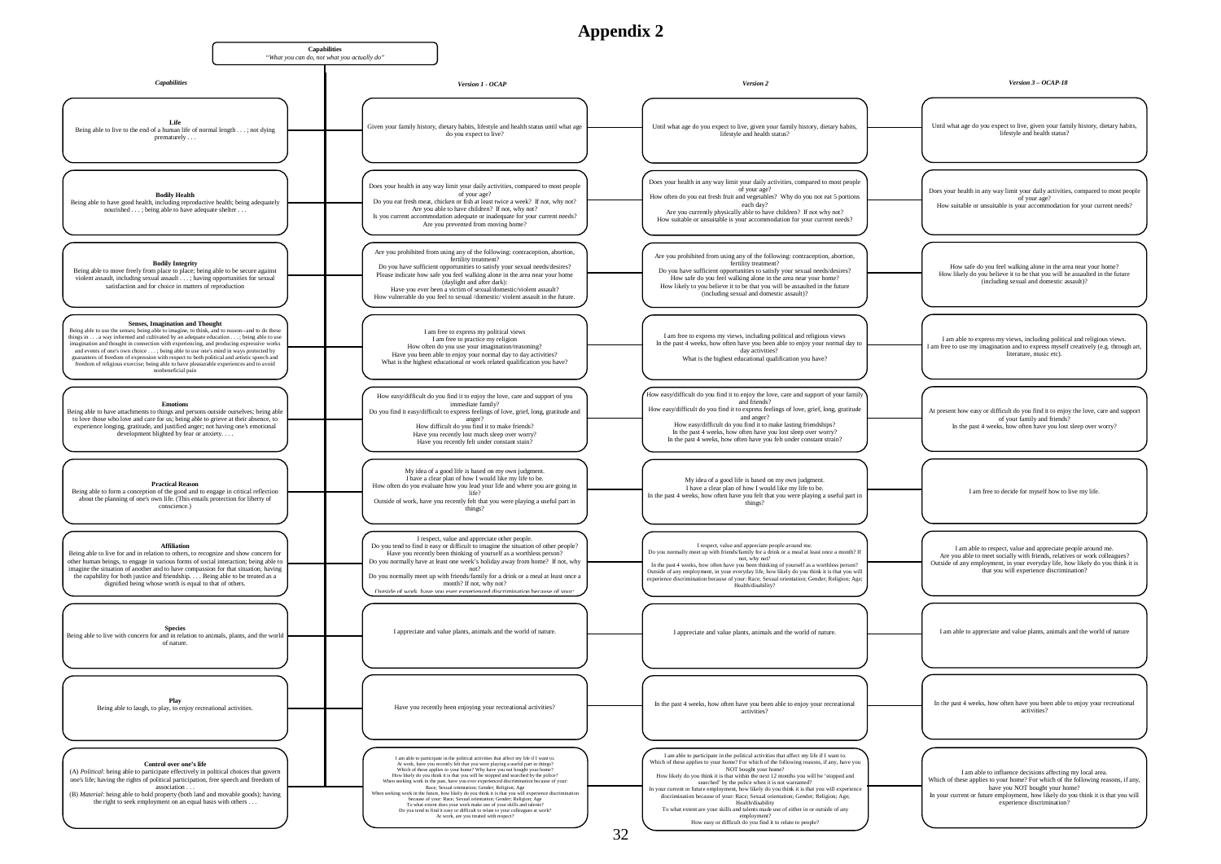# Appendix 2

**Capabilities**
*"What you can do, not what you actually do"*

| *Capabilities* | *Version 1 - OCAP* | *Version 2* | *Version 3 – OCAP-18* |
|---|---|---|---|
| **Life** Being able to live to the end of a human life of normal length . . . ; not dying prematurely . . . | Given your family history, dietary habits, lifestyle and health status until what age do you expect to live? | Until what age do you expect to live, given your family history, dietary habits, lifestyle and health status? | Until what age do you expect to live, given your family history, dietary habits, lifestyle and health status? |
| **Bodily Health** Being able to have good health, including reproductive health; being adequately nourished . . . ; being able to have adequate shelter . . . | Does your health in any way limit your daily activities, compared to most people of your age? Do you eat fresh meat, chicken or fish at least twice a week? If not, why not? Are you able to have children? If not, why not? Is you current accommodation adequate or inadequate for your current needs? Are you prevented from moving home? | Does your health in any way limit your daily activities, compared to most people of your age? How often do you eat fresh fruit and vegetables? Why do you not eat 5 portions each day? Are you currently physically able to have children? If not why not? How suitable or unsuitable is your accommodation for your current needs? | Does your health in any way limit your daily activities, compared to most people of your age? How suitable or unsuitable is your accommodation for your current needs? |
| **Bodily Integrity** Being able to move freely from place to place; being able to be secure against violent assault, including sexual assault . . . ; having opportunities for sexual satisfaction and for choice in matters of reproduction | Are you prohibited from using any of the following: contraception, abortion, fertility treatment? Do you have sufficient opportunities to satisfy your sexual needs/desires? Please indicate how safe you feel walking alone in the area near your home (daylight and after dark): Have you ever been a victim of sexual/domestic/violent assault? How vulnerable do you feel to sexual /domestic/ violent assault in the future. | Are you prohibited from using any of the following: contraception, abortion, fertility treatment? Do you have sufficient opportunities to satisfy your sexual needs/desires? How safe do you feel walking alone in the area near your home? How likely do you believe it to be that you will be assaulted in the future (including sexual and domestic assault)? | How safe do you feel walking alone in the area near your home? How likely do you believe it to be that you will be assaulted in the future (including sexual and domestic assault)? |
| **Senses, Imagination and Thought** Being able to use the senses; being able to imagine, to think, and to reason--and to do these things in . . . a way informed and cultivated by an adequate education . . . ; being able to use imagination and thought in connection with experiencing, and producing expressive works and events of one's own choice . . . ; being able to use one's mind in ways protected by guarantees of freedom of expression with respect to both political and artistic speech and freedom of religious exercise; being able to have pleasurable experiences and to avoid nonbeneficial pain | I am free to express my political views I am free to practice my religion How often do you use your imagination/reasoning? Have you been able to enjoy your normal day to day activities? What is the highest educational or work related qualification you have? | I am free to express my views, including political and religious views In the past 4 weeks, how often have you been able to enjoy your normal day to day activities? What is the highest educational qualification you have? | I am able to express my views, including political and religious views. I am free to use my imagination and to express myself creatively (e.g. through art, literature, music etc). |
| **Emotions** Being able to have attachments to things and persons outside ourselves; being able to love those who love and care for us; being able to grieve at their absence; to experience longing, gratitude, and justified anger; not having one's emotional development blighted by fear or anxiety. . . . | How easy/difficult do you find it to enjoy the love, care and support of you immediate family? Do you find it easy/difficult to express feelings of love, grief, long, gratitude and anger? How difficult do you find it to make friends? Have you recently lost much sleep over worry? Have you recently felt under constant stain? | How easy/difficult do you find it to enjoy the love, care and support of your family and friends? How easy/difficult do you find it to express feelings of love, grief, long, gratitude and anger? How easy/difficult do you find it to make lasting friendships? In the past 4 weeks, how often have you lost sleep over worry? In the past 4 weeks, how often have you felt under constant strain? | At present how easy or difficult do you find it to enjoy the love, care and support of your family and friends? In the past 4 weeks, how often have you lost sleep over worry? |
| **Practical Reason** Being able to form a conception of the good and to engage in critical reflection about the planning of one's own life. (This entails protection for liberty of conscience.) | My idea of a good life is based on my own judgment. I have a clear plan of how I would like my life to be. How often do you evaluate how you lead your life and where you are going in life? Outside of work, have you recently felt that you were playing a useful part in things? | My idea of a good life is based on my own judgment. I have a clear plan of how I would like my life to be. In the past 4 weeks, how often have you felt that you were playing a useful part in things? | I am free to decide for myself how to live my life. |
| **Affiliation** Being able to live for and in relation to others, to recognize and show concern for other human beings, to engage in various forms of social interaction; being able to imagine the situation of another and to have compassion for that situation; having the capability for both justice and friendship. . . . Being able to be treated as a dignified being whose worth is equal to that of others. | I respect, value and appreciate other people. Do you tend to find it easy or difficult to imagine the situation of other people? Have you recently been thinking of yourself as a worthless person? Do you normally have at least one week's holiday away from home? If not, why not? Do you normally meet up with friends/family for a drink or a meal at least once a month? If not, why not? Outside of work, have you ever experienced discrimination because of your: | I respect, value and appreciate people around me. Do you normally meet up with friends/family for a drink or a meal at least once a month? If not, why not? In the past 4 weeks, how often have you been thinking of yourself as a worthless person? Outside of any employment, in your everyday life, how likely do you think it is that you will experience discrimination because of your: Race; Sexual orientation; Gender; Religion; Age; Health/disability? | I am able to respect, value and appreciate people around me. Are you able to meet socially with friends, relatives or work colleagues? Outside of any employment, in your everyday life, how likely do you think it is that you will experience discrimination? |
| **Species** Being able to live with concern for and in relation to animals, plants, and the world of nature. | I appreciate and value plants, animals and the world of nature. | I appreciate and value plants, animals and the world of nature. | I am able to appreciate and value plants, animals and the world of nature |
| **Play** Being able to laugh, to play, to enjoy recreational activities. | Have you recently been enjoying your recreational activities? | In the past 4 weeks, how often have you been able to enjoy your recreational activities? | In the past 4 weeks, how often have you been able to enjoy your recreational activities? |
| **Control over one's life** (A) *Political*: being able to participate effectively in political choices that govern one's life; having the rights of political participation, free speech and freedom of association . . . (B) *Material*: being able to hold property (both land and movable goods); having the right to seek employment on an equal basis with others . . . | I am able to participate in the political activities that affect my life if I want to. At work, have you recently felt that you were playing a useful part in things? Which of these applies to your home? Why have you not bought your home? How likely do you think it is that you will be stopped and searched by the police? When seeking work in the past, have you ever experienced discrimination because of your: Race; Sexual orientation; Gender; Religion; Age When seeking work in the future, how likely do you think it is that you will experience discrimination because of your: Race; Sexual orientation; Gender; Religion; Age To what extent does your work make use of your skills and talents? Do you tend to find it easy or difficult to relate to your colleagues at work? At work, are you treated with respect? | I am able to participate in the political activities that affect my life if I want to. Which of these applies to your home? For which of the following reasons, if any, have you NOT bought your home? How likely do you think it is that within the next 12 months you will be 'stopped and searched' by the police when it is not warranted? In your current or future employment, how likely do you think it is that you will experience discrimination because of your: Race; Sexual orientation; Gender; Religion; Age; Health/disability To what extent are your skills and talents made use of either in or outside of any employment? How easy or difficult do you find it to relate to people? | I am able to influence decisions affecting my local area. Which of these applies to your home? For which of the following reasons, if any, have you NOT bought your home? In your current or future employment, how likely do you think it is that you will experience discrimination? |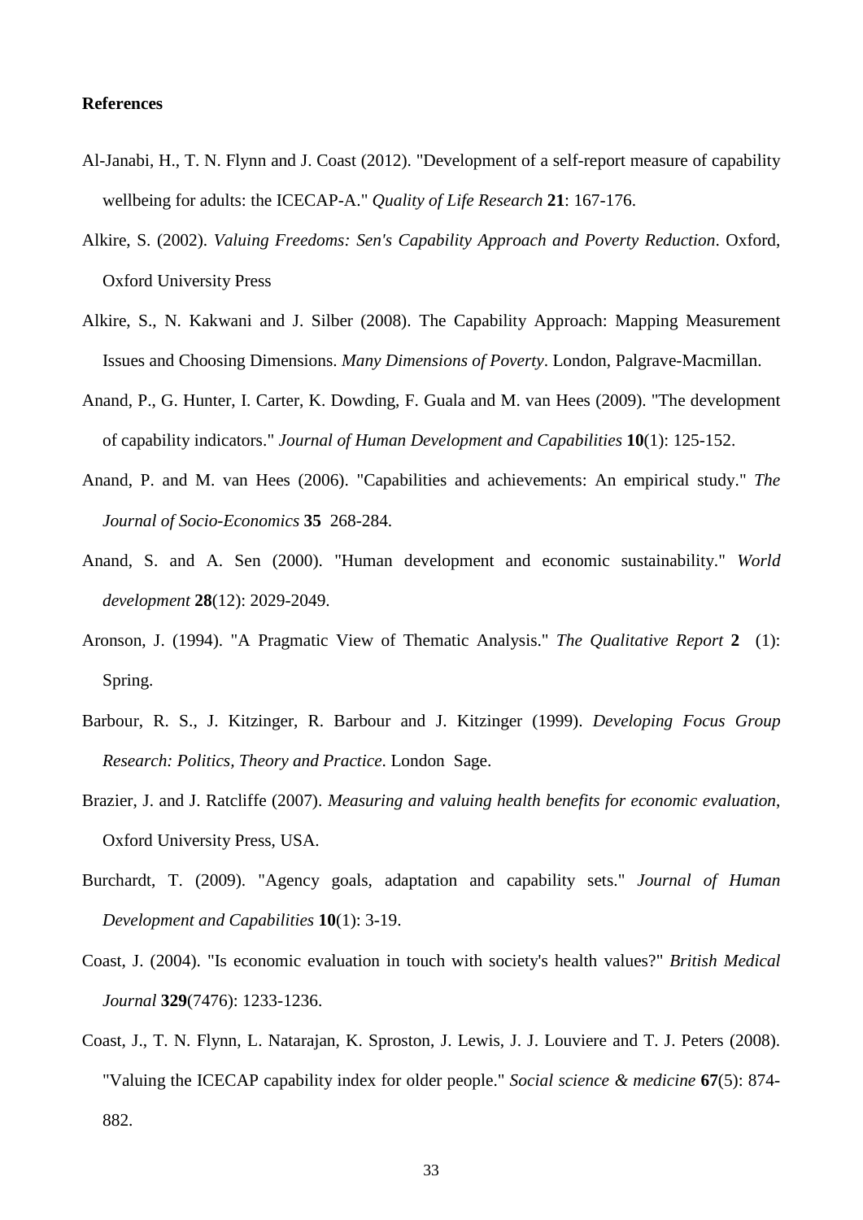**References**

Al-Janabi, H., T. N. Flynn and J. Coast (2012). "Development of a self-report measure of capability wellbeing for adults: the ICECAP-A." *Quality of Life Research* **21**: 167-176.

Alkire, S. (2002). *Valuing Freedoms: Sen's Capability Approach and Poverty Reduction*. Oxford, Oxford University Press

Alkire, S., N. Kakwani and J. Silber (2008). The Capability Approach: Mapping Measurement Issues and Choosing Dimensions. *Many Dimensions of Poverty*. London, Palgrave-Macmillan.

Anand, P., G. Hunter, I. Carter, K. Dowding, F. Guala and M. van Hees (2009). "The development of capability indicators." *Journal of Human Development and Capabilities* **10**(1): 125-152.

Anand, P. and M. van Hees (2006). "Capabilities and achievements: An empirical study." *The Journal of Socio-Economics* **35** 268-284.

Anand, S. and A. Sen (2000). "Human development and economic sustainability." *World development* **28**(12): 2029-2049.

Aronson, J. (1994). "A Pragmatic View of Thematic Analysis." *The Qualitative Report* **2** (1): Spring.

Barbour, R. S., J. Kitzinger, R. Barbour and J. Kitzinger (1999). *Developing Focus Group Research: Politics, Theory and Practice*. London Sage.

Brazier, J. and J. Ratcliffe (2007). *Measuring and valuing health benefits for economic evaluation*, Oxford University Press, USA.

Burchardt, T. (2009). "Agency goals, adaptation and capability sets." *Journal of Human Development and Capabilities* **10**(1): 3-19.

Coast, J. (2004). "Is economic evaluation in touch with society's health values?" *British Medical Journal* **329**(7476): 1233-1236.

Coast, J., T. N. Flynn, L. Natarajan, K. Sproston, J. Lewis, J. J. Louviere and T. J. Peters (2008). "Valuing the ICECAP capability index for older people." *Social science & medicine* **67**(5): 874-882.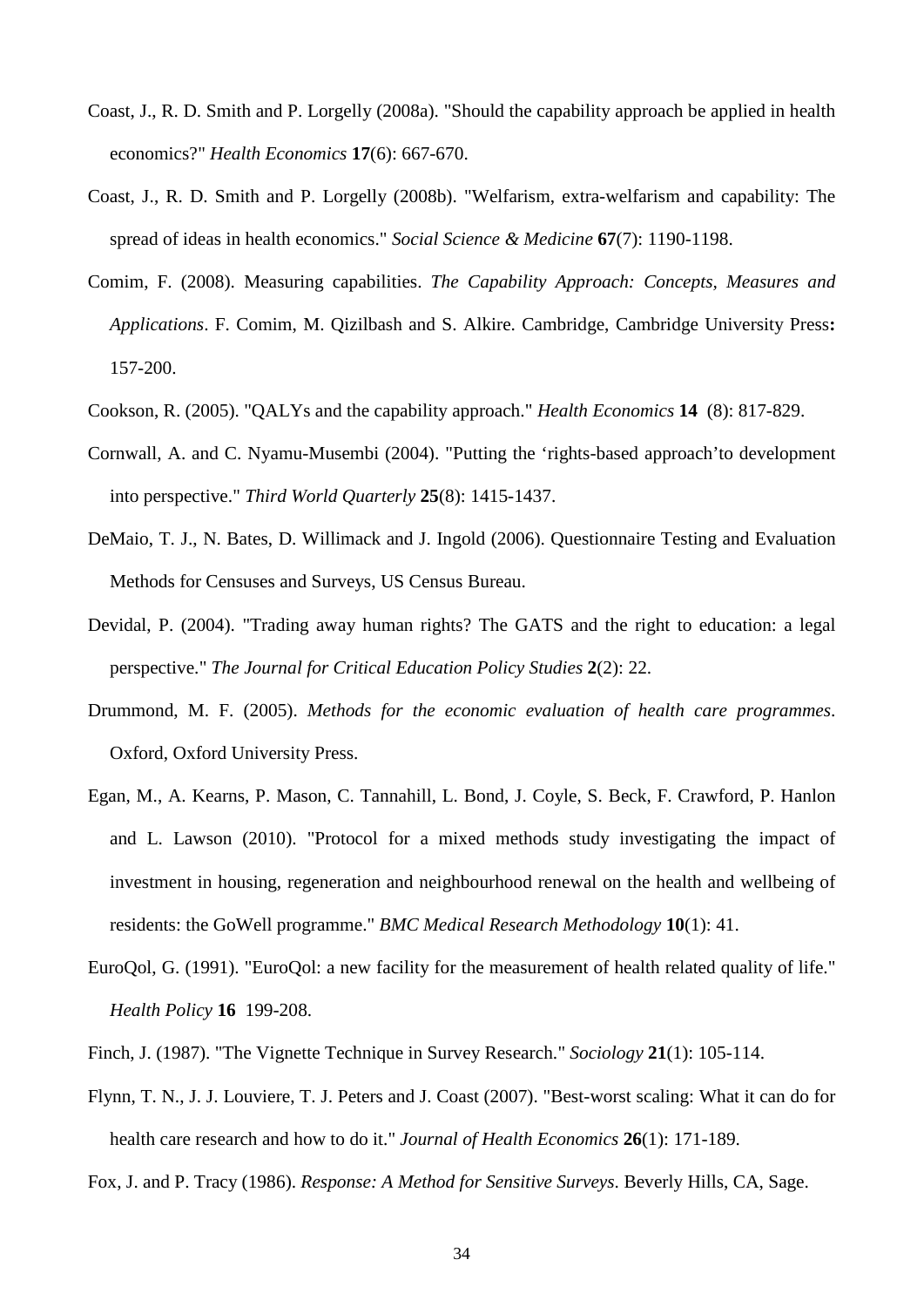Coast, J., R. D. Smith and P. Lorgelly (2008a). "Should the capability approach be applied in health economics?" *Health Economics* **17**(6): 667-670.

Coast, J., R. D. Smith and P. Lorgelly (2008b). "Welfarism, extra-welfarism and capability: The spread of ideas in health economics." *Social Science & Medicine* **67**(7): 1190-1198.

Comim, F. (2008). Measuring capabilities. *The Capability Approach: Concepts, Measures and Applications*. F. Comim, M. Qizilbash and S. Alkire. Cambridge, Cambridge University Press**:** 157-200.

Cookson, R. (2005). "QALYs and the capability approach." *Health Economics* **14** (8): 817-829.

Cornwall, A. and C. Nyamu-Musembi (2004). "Putting the 'rights-based approach'to development into perspective." *Third World Quarterly* **25**(8): 1415-1437.

DeMaio, T. J., N. Bates, D. Willimack and J. Ingold (2006). Questionnaire Testing and Evaluation Methods for Censuses and Surveys, US Census Bureau.

Devidal, P. (2004). "Trading away human rights? The GATS and the right to education: a legal perspective." *The Journal for Critical Education Policy Studies* **2**(2): 22.

Drummond, M. F. (2005). *Methods for the economic evaluation of health care programmes*. Oxford, Oxford University Press.

Egan, M., A. Kearns, P. Mason, C. Tannahill, L. Bond, J. Coyle, S. Beck, F. Crawford, P. Hanlon and L. Lawson (2010). "Protocol for a mixed methods study investigating the impact of investment in housing, regeneration and neighbourhood renewal on the health and wellbeing of residents: the GoWell programme." *BMC Medical Research Methodology* **10**(1): 41.

EuroQol, G. (1991). "EuroQol: a new facility for the measurement of health related quality of life." *Health Policy* **16** 199-208.

Finch, J. (1987). "The Vignette Technique in Survey Research." *Sociology* **21**(1): 105-114.

Flynn, T. N., J. J. Louviere, T. J. Peters and J. Coast (2007). "Best-worst scaling: What it can do for health care research and how to do it." *Journal of Health Economics* **26**(1): 171-189.

Fox, J. and P. Tracy (1986). *Response: A Method for Sensitive Surveys*. Beverly Hills, CA, Sage.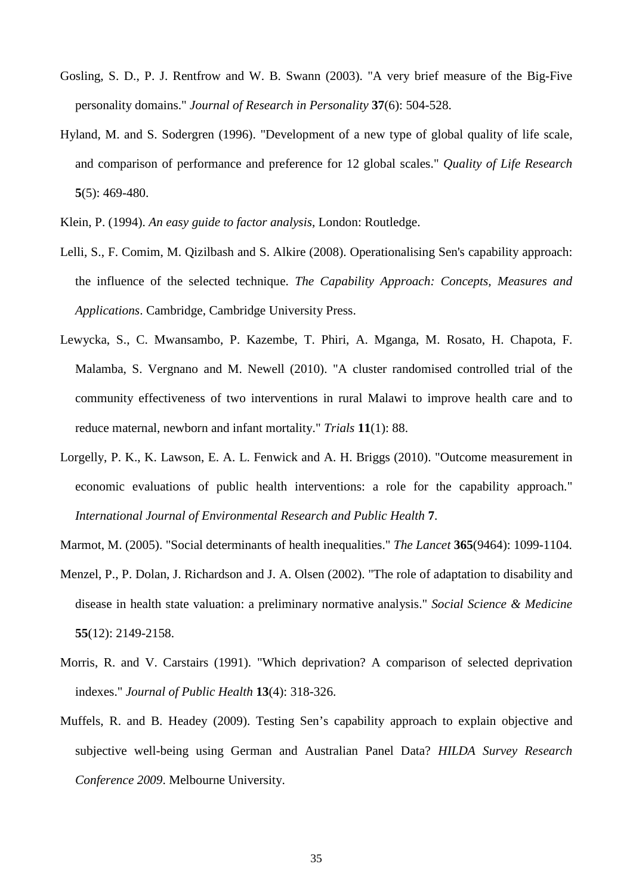Gosling, S. D., P. J. Rentfrow and W. B. Swann (2003). "A very brief measure of the Big-Five personality domains." *Journal of Research in Personality* **37**(6): 504-528.

Hyland, M. and S. Sodergren (1996). "Development of a new type of global quality of life scale, and comparison of performance and preference for 12 global scales." *Quality of Life Research* **5**(5): 469-480.

Klein, P. (1994). *An easy guide to factor analysis*, London: Routledge.

Lelli, S., F. Comim, M. Qizilbash and S. Alkire (2008). Operationalising Sen's capability approach: the influence of the selected technique. *The Capability Approach: Concepts, Measures and Applications*. Cambridge, Cambridge University Press.

Lewycka, S., C. Mwansambo, P. Kazembe, T. Phiri, A. Mganga, M. Rosato, H. Chapota, F. Malamba, S. Vergnano and M. Newell (2010). "A cluster randomised controlled trial of the community effectiveness of two interventions in rural Malawi to improve health care and to reduce maternal, newborn and infant mortality." *Trials* **11**(1): 88.

Lorgelly, P. K., K. Lawson, E. A. L. Fenwick and A. H. Briggs (2010). "Outcome measurement in economic evaluations of public health interventions: a role for the capability approach." *International Journal of Environmental Research and Public Health* **7**.

Marmot, M. (2005). "Social determinants of health inequalities." *The Lancet* **365**(9464): 1099-1104.

Menzel, P., P. Dolan, J. Richardson and J. A. Olsen (2002). "The role of adaptation to disability and disease in health state valuation: a preliminary normative analysis." *Social Science & Medicine* **55**(12): 2149-2158.

Morris, R. and V. Carstairs (1991). "Which deprivation? A comparison of selected deprivation indexes." *Journal of Public Health* **13**(4): 318-326.

Muffels, R. and B. Headey (2009). Testing Sen's capability approach to explain objective and subjective well-being using German and Australian Panel Data? *HILDA Survey Research Conference 2009*. Melbourne University.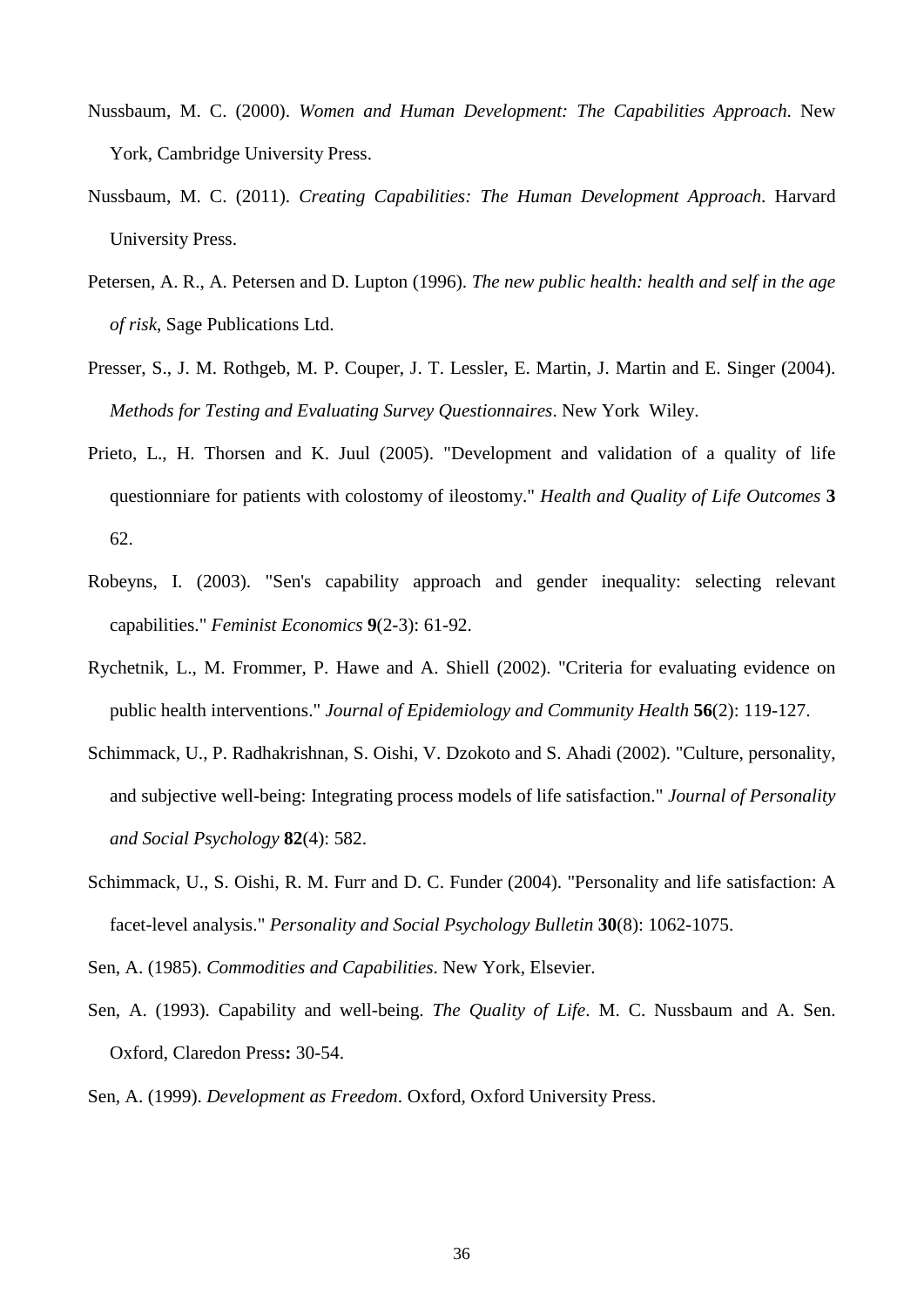Nussbaum, M. C. (2000). *Women and Human Development: The Capabilities Approach*. New York, Cambridge University Press.

Nussbaum, M. C. (2011). *Creating Capabilities: The Human Development Approach*. Harvard University Press.

Petersen, A. R., A. Petersen and D. Lupton (1996). *The new public health: health and self in the age of risk*, Sage Publications Ltd.

Presser, S., J. M. Rothgeb, M. P. Couper, J. T. Lessler, E. Martin, J. Martin and E. Singer (2004). *Methods for Testing and Evaluating Survey Questionnaires*. New York Wiley.

Prieto, L., H. Thorsen and K. Juul (2005). "Development and validation of a quality of life questionniare for patients with colostomy of ileostomy." *Health and Quality of Life Outcomes* **3** 62.

Robeyns, I. (2003). "Sen's capability approach and gender inequality: selecting relevant capabilities." *Feminist Economics* **9**(2-3): 61-92.

Rychetnik, L., M. Frommer, P. Hawe and A. Shiell (2002). "Criteria for evaluating evidence on public health interventions." *Journal of Epidemiology and Community Health* **56**(2): 119-127.

Schimmack, U., P. Radhakrishnan, S. Oishi, V. Dzokoto and S. Ahadi (2002). "Culture, personality, and subjective well-being: Integrating process models of life satisfaction." *Journal of Personality and Social Psychology* **82**(4): 582.

Schimmack, U., S. Oishi, R. M. Furr and D. C. Funder (2004). "Personality and life satisfaction: A facet-level analysis." *Personality and Social Psychology Bulletin* **30**(8): 1062-1075.

Sen, A. (1985). *Commodities and Capabilities*. New York, Elsevier.

Sen, A. (1993). Capability and well-being. *The Quality of Life*. M. C. Nussbaum and A. Sen. Oxford, Claredon Press**:** 30-54.

Sen, A. (1999). *Development as Freedom*. Oxford, Oxford University Press.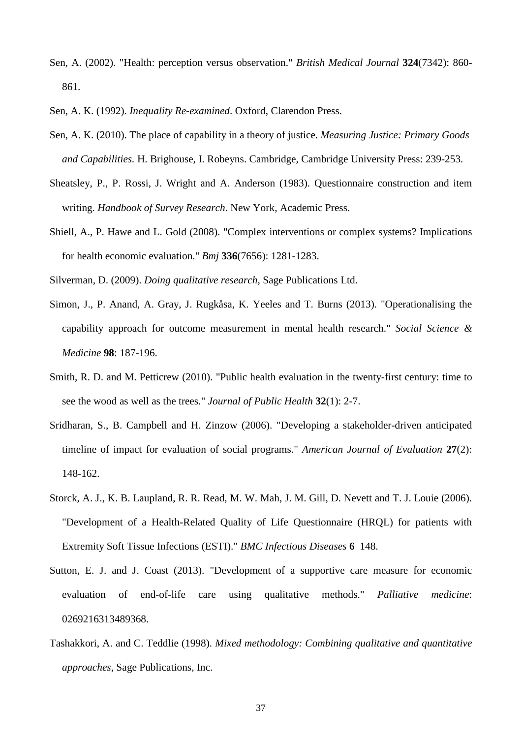Sen, A. (2002). "Health: perception versus observation." *British Medical Journal* **324**(7342): 860-861.

Sen, A. K. (1992). *Inequality Re-examined*. Oxford, Clarendon Press.

Sen, A. K. (2010). The place of capability in a theory of justice. *Measuring Justice: Primary Goods and Capabilities.* H. Brighouse, I. Robeyns. Cambridge, Cambridge University Press: 239-253.

Sheatsley, P., P. Rossi, J. Wright and A. Anderson (1983). Questionnaire construction and item writing. *Handbook of Survey Research*. New York, Academic Press.

Shiell, A., P. Hawe and L. Gold (2008). "Complex interventions or complex systems? Implications for health economic evaluation." *Bmj* **336**(7656): 1281-1283.

Silverman, D. (2009). *Doing qualitative research*, Sage Publications Ltd.

Simon, J., P. Anand, A. Gray, J. Rugkåsa, K. Yeeles and T. Burns (2013). "Operationalising the capability approach for outcome measurement in mental health research." *Social Science & Medicine* **98**: 187-196.

Smith, R. D. and M. Petticrew (2010). "Public health evaluation in the twenty-first century: time to see the wood as well as the trees." *Journal of Public Health* **32**(1): 2-7.

Sridharan, S., B. Campbell and H. Zinzow (2006). "Developing a stakeholder-driven anticipated timeline of impact for evaluation of social programs." *American Journal of Evaluation* **27**(2): 148-162.

Storck, A. J., K. B. Laupland, R. R. Read, M. W. Mah, J. M. Gill, D. Nevett and T. J. Louie (2006). "Development of a Health-Related Quality of Life Questionnaire (HRQL) for patients with Extremity Soft Tissue Infections (ESTI)." *BMC Infectious Diseases* **6** 148.

Sutton, E. J. and J. Coast (2013). "Development of a supportive care measure for economic evaluation of end-of-life care using qualitative methods." *Palliative medicine*: 0269216313489368.

Tashakkori, A. and C. Teddlie (1998). *Mixed methodology: Combining qualitative and quantitative approaches*, Sage Publications, Inc.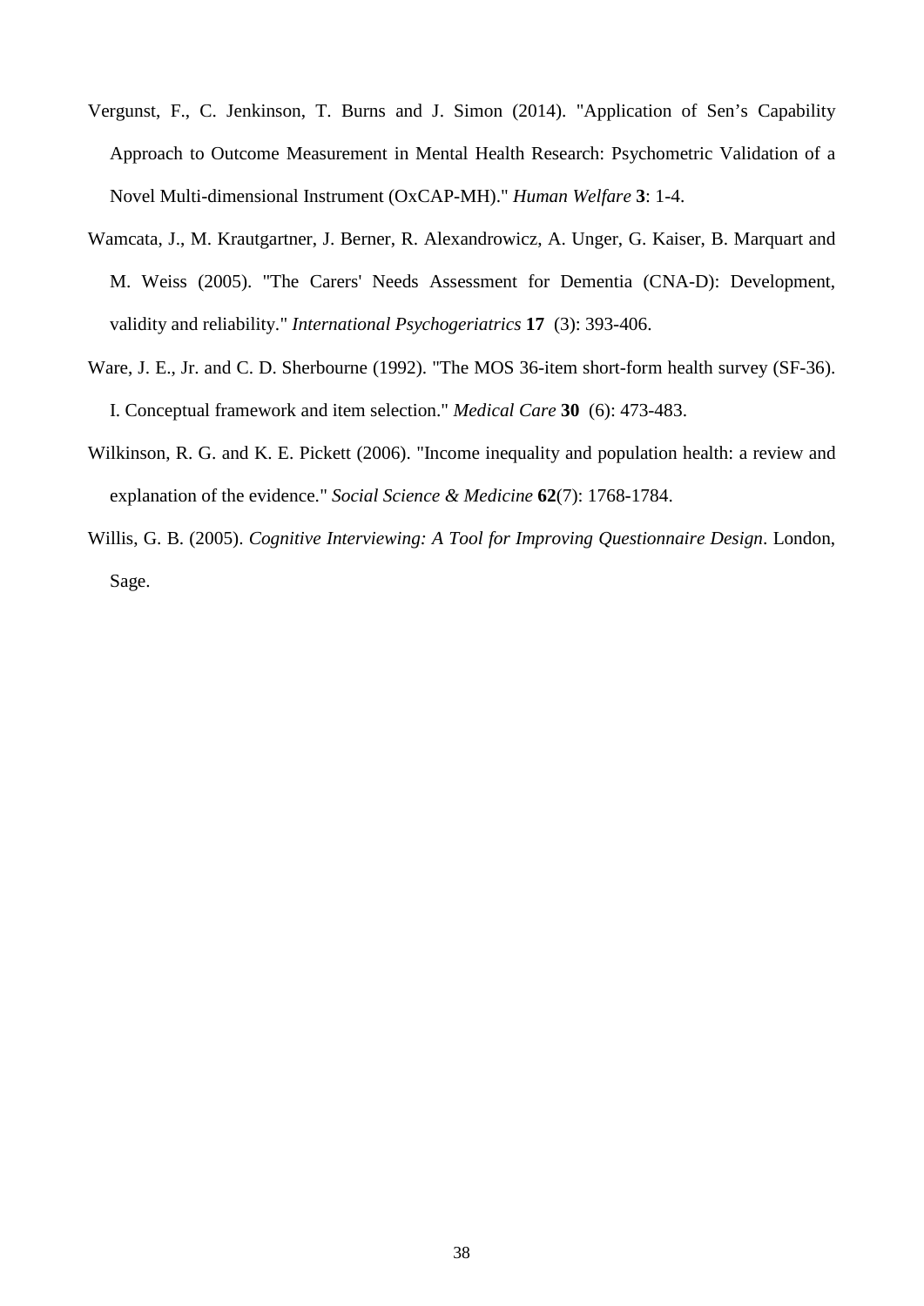Vergunst, F., C. Jenkinson, T. Burns and J. Simon (2014). "Application of Sen's Capability Approach to Outcome Measurement in Mental Health Research: Psychometric Validation of a Novel Multi-dimensional Instrument (OxCAP-MH)." *Human Welfare* **3**: 1-4.

Wamcata, J., M. Krautgartner, J. Berner, R. Alexandrowicz, A. Unger, G. Kaiser, B. Marquart and M. Weiss (2005). "The Carers' Needs Assessment for Dementia (CNA-D): Development, validity and reliability." *International Psychogeriatrics* **17** (3): 393-406.

Ware, J. E., Jr. and C. D. Sherbourne (1992). "The MOS 36-item short-form health survey (SF-36). I. Conceptual framework and item selection." *Medical Care* **30** (6): 473-483.

Wilkinson, R. G. and K. E. Pickett (2006). "Income inequality and population health: a review and explanation of the evidence." *Social Science & Medicine* **62**(7): 1768-1784.

Willis, G. B. (2005). *Cognitive Interviewing: A Tool for Improving Questionnaire Design*. London, Sage.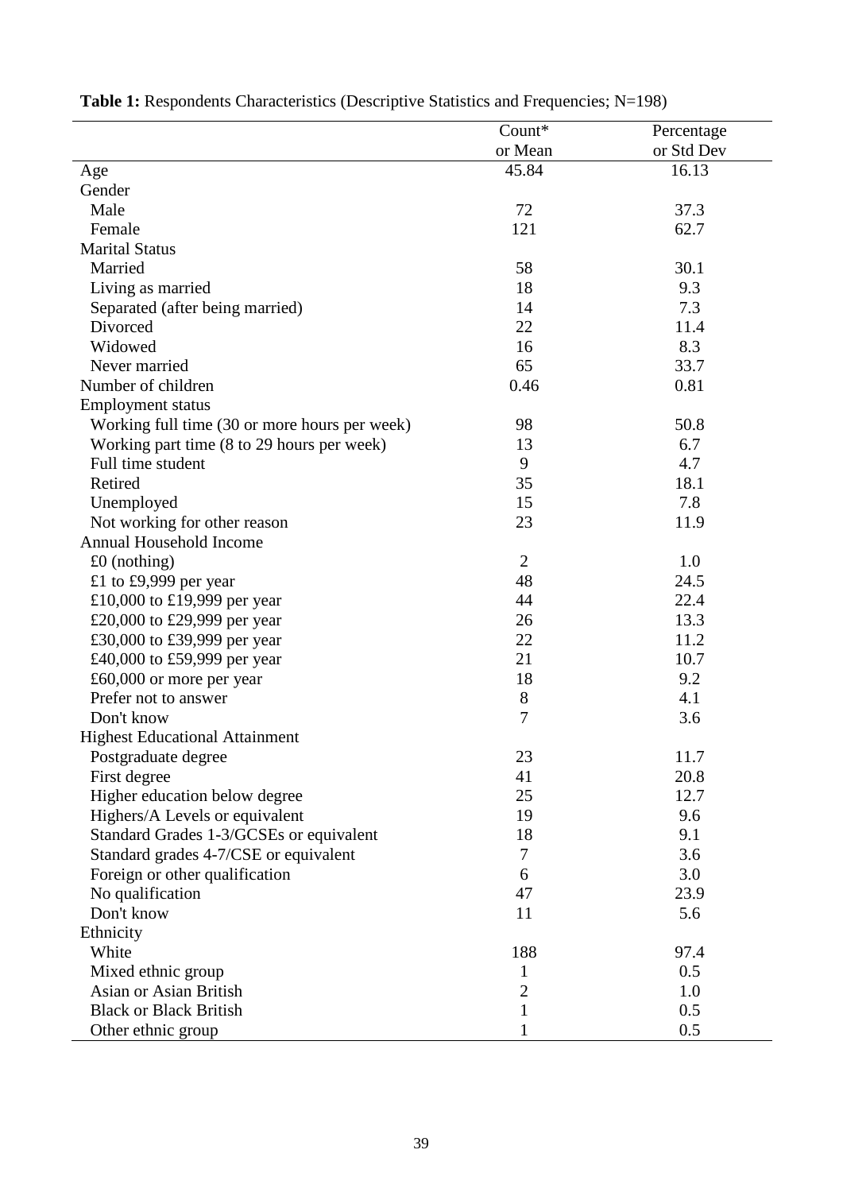**Table 1:** Respondents Characteristics (Descriptive Statistics and Frequencies; N=198)

| | Count* or Mean | Percentage or Std Dev |
|---|---|---|
| Age | 45.84 | 16.13 |
| Gender | | |
| Male | 72 | 37.3 |
| Female | 121 | 62.7 |
| Marital Status | | |
| Married | 58 | 30.1 |
| Living as married | 18 | 9.3 |
| Separated (after being married) | 14 | 7.3 |
| Divorced | 22 | 11.4 |
| Widowed | 16 | 8.3 |
| Never married | 65 | 33.7 |
| Number of children | 0.46 | 0.81 |
| Employment status | | |
| Working full time (30 or more hours per week) | 98 | 50.8 |
| Working part time (8 to 29 hours per week) | 13 | 6.7 |
| Full time student | 9 | 4.7 |
| Retired | 35 | 18.1 |
| Unemployed | 15 | 7.8 |
| Not working for other reason | 23 | 11.9 |
| Annual Household Income | | |
| £0 (nothing) | 2 | 1.0 |
| £1 to £9,999 per year | 48 | 24.5 |
| £10,000 to £19,999 per year | 44 | 22.4 |
| £20,000 to £29,999 per year | 26 | 13.3 |
| £30,000 to £39,999 per year | 22 | 11.2 |
| £40,000 to £59,999 per year | 21 | 10.7 |
| £60,000 or more per year | 18 | 9.2 |
| Prefer not to answer | 8 | 4.1 |
| Don't know | 7 | 3.6 |
| Highest Educational Attainment | | |
| Postgraduate degree | 23 | 11.7 |
| First degree | 41 | 20.8 |
| Higher education below degree | 25 | 12.7 |
| Highers/A Levels or equivalent | 19 | 9.6 |
| Standard Grades 1-3/GCSEs or equivalent | 18 | 9.1 |
| Standard grades 4-7/CSE or equivalent | 7 | 3.6 |
| Foreign or other qualification | 6 | 3.0 |
| No qualification | 47 | 23.9 |
| Don't know | 11 | 5.6 |
| Ethnicity | | |
| White | 188 | 97.4 |
| Mixed ethnic group | 1 | 0.5 |
| Asian or Asian British | 2 | 1.0 |
| Black or Black British | 1 | 0.5 |
| Other ethnic group | 1 | 0.5 |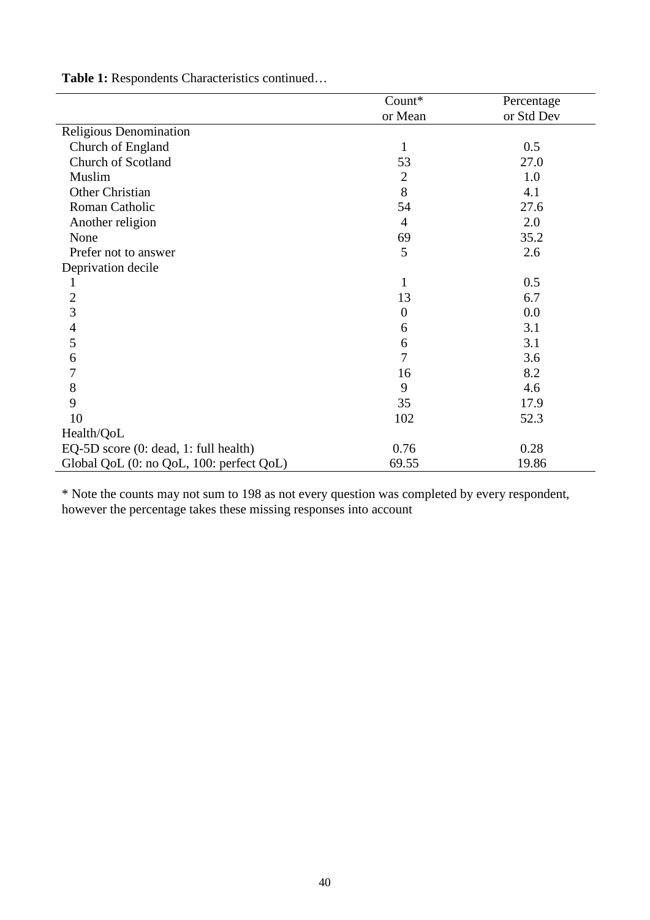**Table 1:** Respondents Characteristics continued…

| | Count* or Mean | Percentage or Std Dev |
|---|---|---|
| Religious Denomination | | |
| Church of England | 1 | 0.5 |
| Church of Scotland | 53 | 27.0 |
| Muslim | 2 | 1.0 |
| Other Christian | 8 | 4.1 |
| Roman Catholic | 54 | 27.6 |
| Another religion | 4 | 2.0 |
| None | 69 | 35.2 |
| Prefer not to answer | 5 | 2.6 |
| Deprivation decile | | |
| 1 | 1 | 0.5 |
| 2 | 13 | 6.7 |
| 3 | 0 | 0.0 |
| 4 | 6 | 3.1 |
| 5 | 6 | 3.1 |
| 6 | 7 | 3.6 |
| 7 | 16 | 8.2 |
| 8 | 9 | 4.6 |
| 9 | 35 | 17.9 |
| 10 | 102 | 52.3 |
| Health/QoL | | |
| EQ-5D score (0: dead, 1: full health) | 0.76 | 0.28 |
| Global QoL (0: no QoL, 100: perfect QoL) | 69.55 | 19.86 |

* Note the counts may not sum to 198 as not every question was completed by every respondent, however the percentage takes these missing responses into account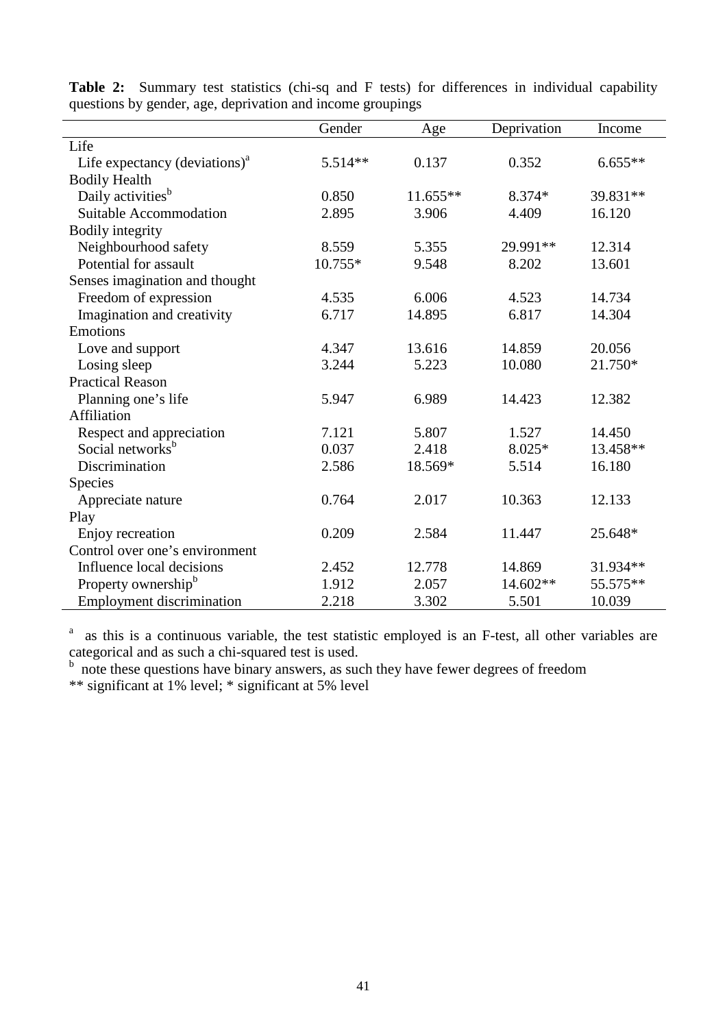**Table 2:** Summary test statistics (chi-sq and F tests) for differences in individual capability questions by gender, age, deprivation and income groupings

| | Gender | Age | Deprivation | Income |
|---|---|---|---|---|
| Life | | | | |
| Life expectancy (deviations)[a] | 5.514** | 0.137 | 0.352 | 6.655** |
| Bodily Health | | | | |
| Daily activities[b] | 0.850 | 11.655** | 8.374* | 39.831** |
| Suitable Accommodation | 2.895 | 3.906 | 4.409 | 16.120 |
| Bodily integrity | | | | |
| Neighbourhood safety | 8.559 | 5.355 | 29.991** | 12.314 |
| Potential for assault | 10.755* | 9.548 | 8.202 | 13.601 |
| Senses imagination and thought | | | | |
| Freedom of expression | 4.535 | 6.006 | 4.523 | 14.734 |
| Imagination and creativity | 6.717 | 14.895 | 6.817 | 14.304 |
| Emotions | | | | |
| Love and support | 4.347 | 13.616 | 14.859 | 20.056 |
| Losing sleep | 3.244 | 5.223 | 10.080 | 21.750* |
| Practical Reason | | | | |
| Planning one's life | 5.947 | 6.989 | 14.423 | 12.382 |
| Affiliation | | | | |
| Respect and appreciation | 7.121 | 5.807 | 1.527 | 14.450 |
| Social networks[b] | 0.037 | 2.418 | 8.025* | 13.458** |
| Discrimination | 2.586 | 18.569* | 5.514 | 16.180 |
| Species | | | | |
| Appreciate nature | 0.764 | 2.017 | 10.363 | 12.133 |
| Play | | | | |
| Enjoy recreation | 0.209 | 2.584 | 11.447 | 25.648* |
| Control over one's environment | | | | |
| Influence local decisions | 2.452 | 12.778 | 14.869 | 31.934** |
| Property ownership[b] | 1.912 | 2.057 | 14.602** | 55.575** |
| Employment discrimination | 2.218 | 3.302 | 5.501 | 10.039 |

[a] as this is a continuous variable, the test statistic employed is an F-test, all other variables are categorical and as such a chi-squared test is used.

[b] note these questions have binary answers, as such they have fewer degrees of freedom

** significant at 1% level; * significant at 5% level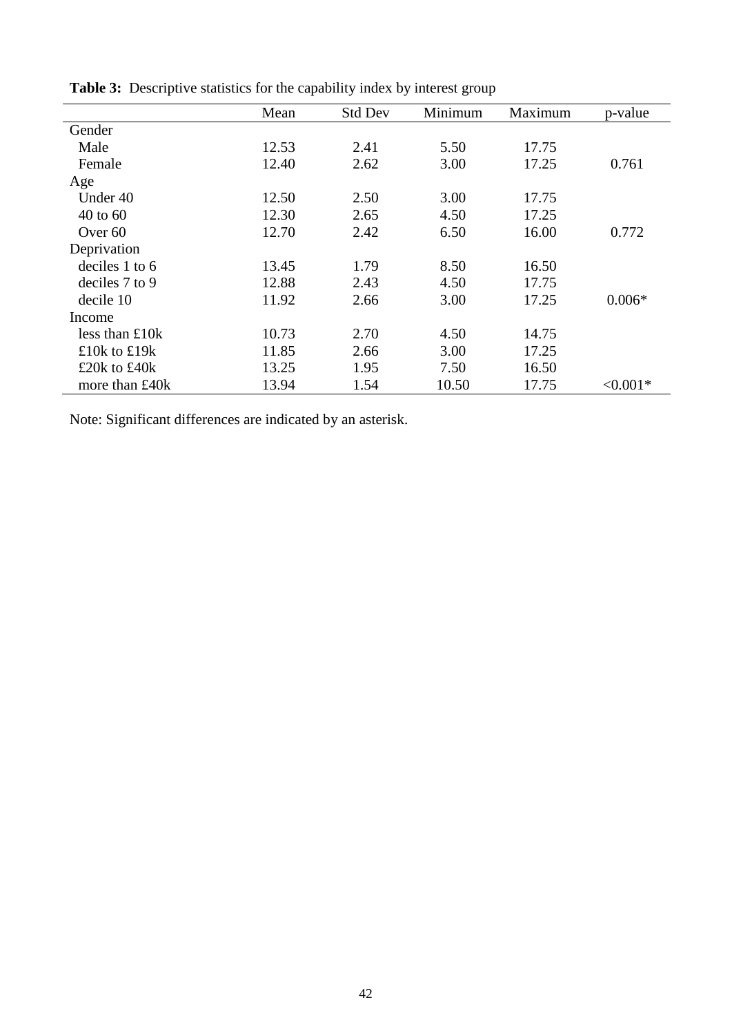**Table 3:** Descriptive statistics for the capability index by interest group

| | Mean | Std Dev | Minimum | Maximum | p-value |
|---|---|---|---|---|---|
| Gender | | | | | |
| Male | 12.53 | 2.41 | 5.50 | 17.75 | |
| Female | 12.40 | 2.62 | 3.00 | 17.25 | 0.761 |
| Age | | | | | |
| Under 40 | 12.50 | 2.50 | 3.00 | 17.75 | |
| 40 to 60 | 12.30 | 2.65 | 4.50 | 17.25 | |
| Over 60 | 12.70 | 2.42 | 6.50 | 16.00 | 0.772 |
| Deprivation | | | | | |
| deciles 1 to 6 | 13.45 | 1.79 | 8.50 | 16.50 | |
| deciles 7 to 9 | 12.88 | 2.43 | 4.50 | 17.75 | |
| decile 10 | 11.92 | 2.66 | 3.00 | 17.25 | 0.006* |
| Income | | | | | |
| less than £10k | 10.73 | 2.70 | 4.50 | 14.75 | |
| £10k to £19k | 11.85 | 2.66 | 3.00 | 17.25 | |
| £20k to £40k | 13.25 | 1.95 | 7.50 | 16.50 | |
| more than £40k | 13.94 | 1.54 | 10.50 | 17.75 | <0.001* |

Note: Significant differences are indicated by an asterisk.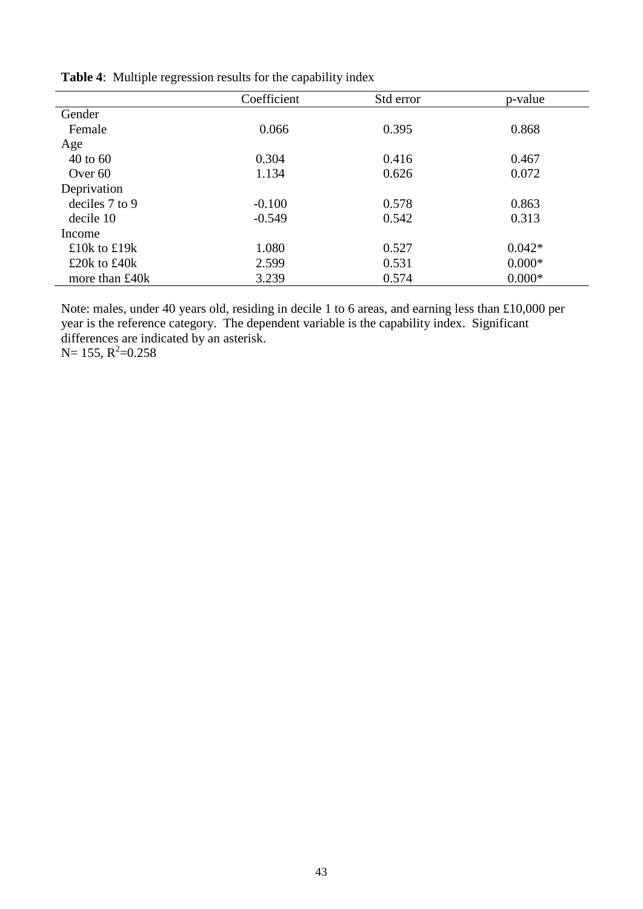**Table 4**: Multiple regression results for the capability index

| | Coefficient | Std error | p-value |
|---|---|---|---|
| Gender | | | |
| Female | 0.066 | 0.395 | 0.868 |
| Age | | | |
| 40 to 60 | 0.304 | 0.416 | 0.467 |
| Over 60 | 1.134 | 0.626 | 0.072 |
| Deprivation | | | |
| deciles 7 to 9 | -0.100 | 0.578 | 0.863 |
| decile 10 | -0.549 | 0.542 | 0.313 |
| Income | | | |
| £10k to £19k | 1.080 | 0.527 | 0.042* |
| £20k to £40k | 2.599 | 0.531 | 0.000* |
| more than £40k | 3.239 | 0.574 | 0.000* |

Note: males, under 40 years old, residing in decile 1 to 6 areas, and earning less than £10,000 per year is the reference category. The dependent variable is the capability index. Significant differences are indicated by an asterisk.
N= 155, $R^2$=0.258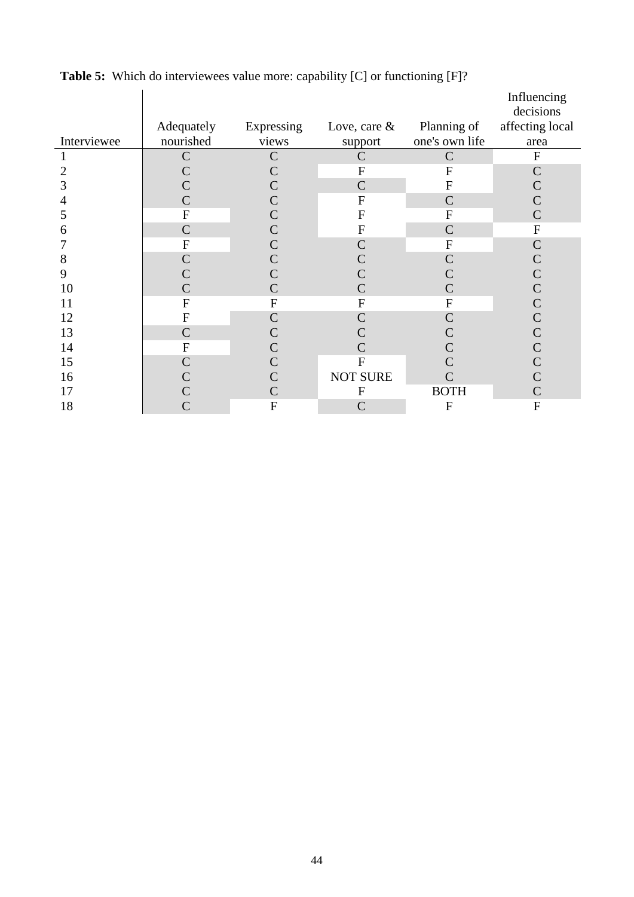**Table 5:** Which do interviewees value more: capability [C] or functioning [F]?

| Interviewee | Adequately nourished | Expressing views | Love, care & support | Planning of one's own life | Influencing decisions affecting local area |
|---|---|---|---|---|---|
| 1 | C | C | C | C | F |
| 2 | C | C | F | F | C |
| 3 | C | C | C | F | C |
| 4 | C | C | F | C | C |
| 5 | F | C | F | F | C |
| 6 | C | C | F | C | F |
| 7 | F | C | C | F | C |
| 8 | C | C | C | C | C |
| 9 | C | C | C | C | C |
| 10 | C | C | C | C | C |
| 11 | F | F | F | F | C |
| 12 | F | C | C | C | C |
| 13 | C | C | C | C | C |
| 14 | F | C | C | C | C |
| 15 | C | C | F | C | C |
| 16 | C | C | NOT SURE | C | C |
| 17 | C | C | F | BOTH | C |
| 18 | C | F | C | F | F |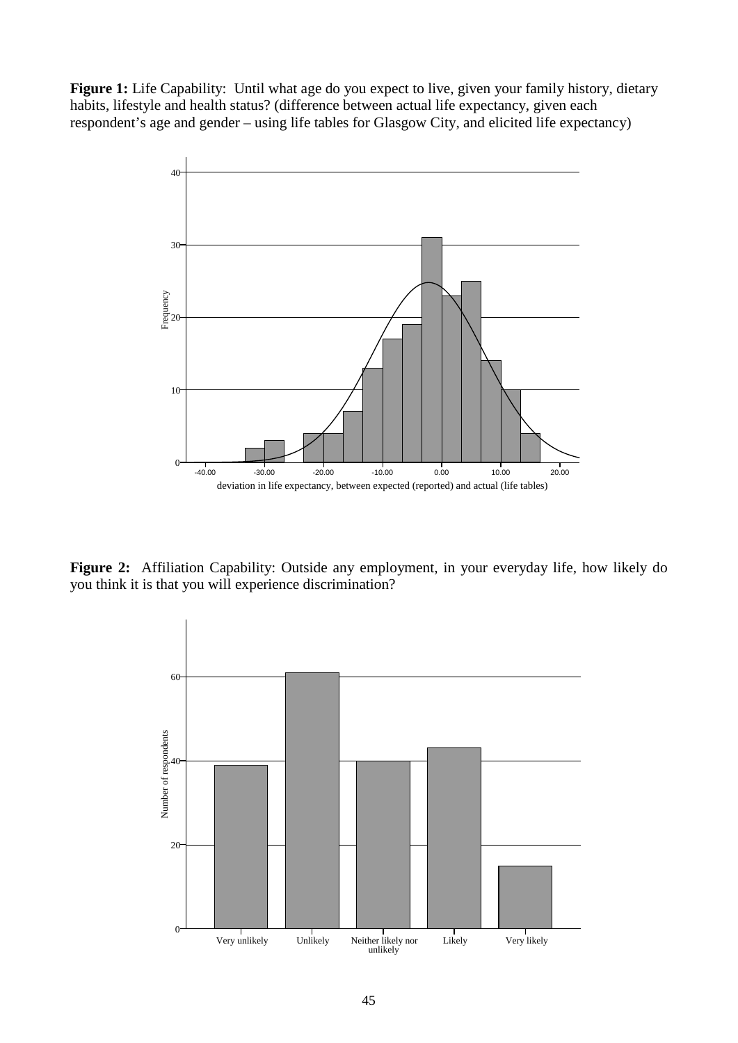**Figure 1:** Life Capability: Until what age do you expect to live, given your family history, dietary habits, lifestyle and health status? (difference between actual life expectancy, given each respondent's age and gender – using life tables for Glasgow City, and elicited life expectancy)

**Figure 2:** Affiliation Capability: Outside any employment, in your everyday life, how likely do you think it is that you will experience discrimination?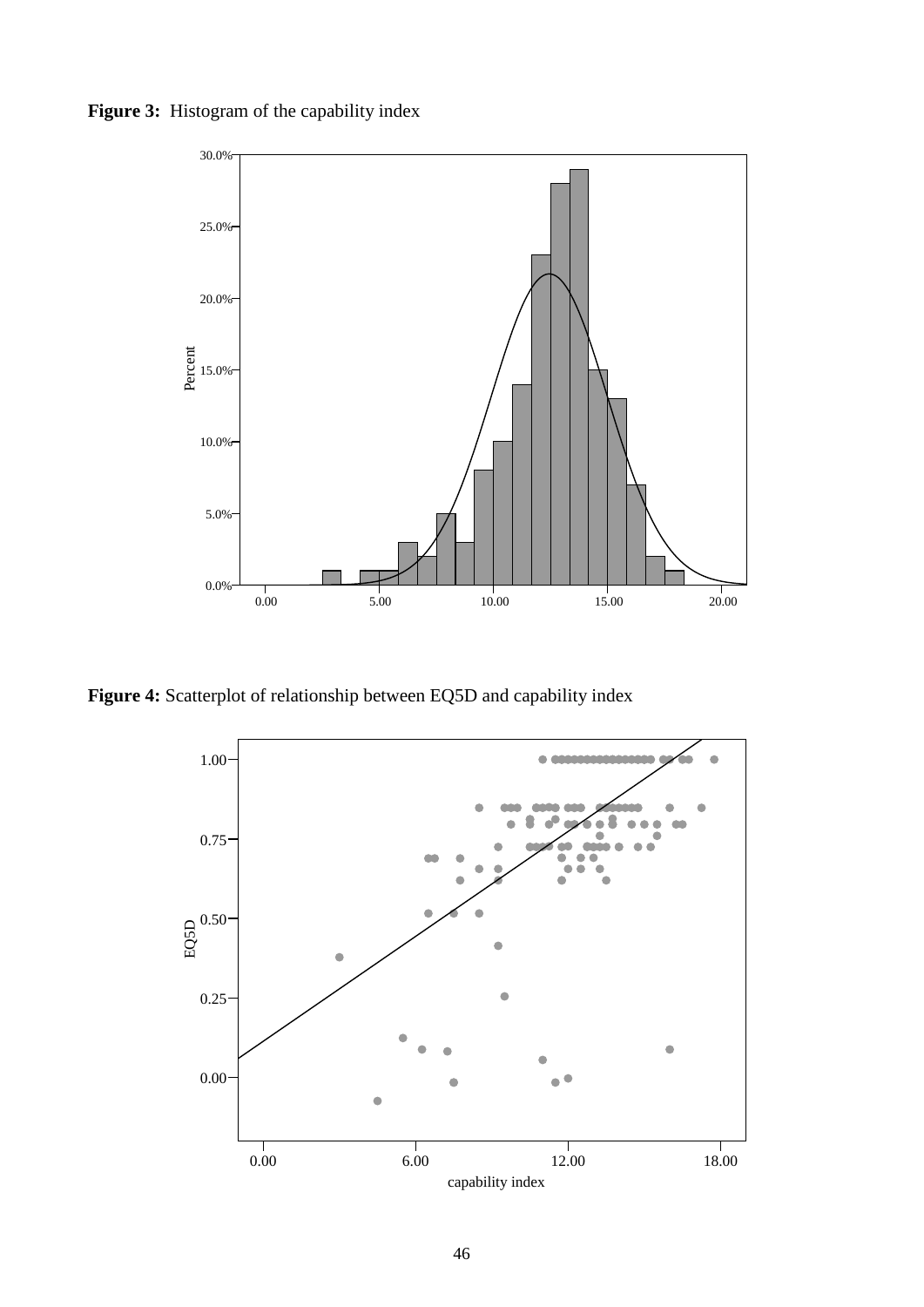**Figure 3:** Histogram of the capability index

**Figure 4:** Scatterplot of relationship between EQ5D and capability index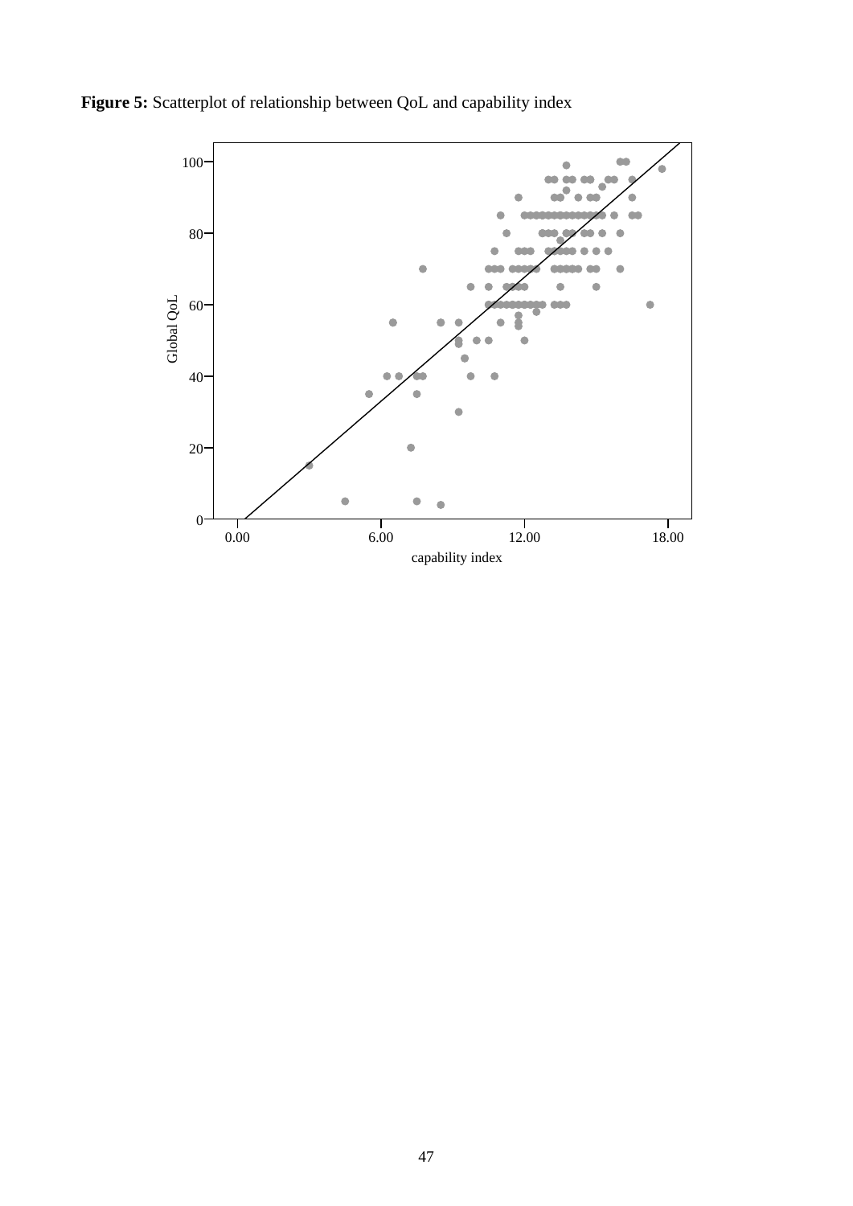**Figure 5:** Scatterplot of relationship between QoL and capability index

Global QoL

100
80
60
40
20
0

0.00
6.00
12.00
18.00

capability index